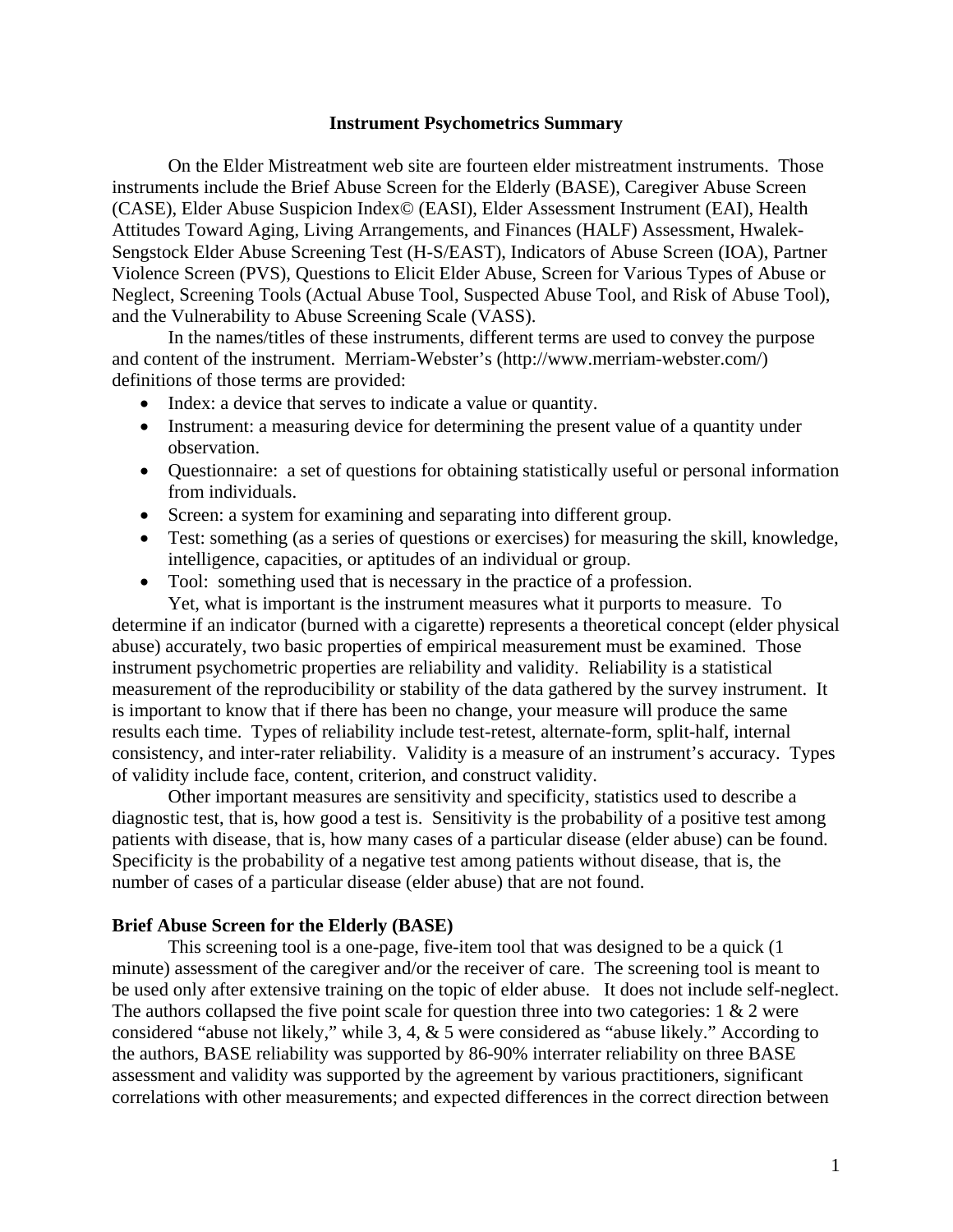# Instrument Psychometrics Summary

On the Elder Mistreatment web site are fourteen elder mistreatment instruments. Those instruments include the Brief Abuse Screen for the Elderly (BASE), Caregiver Abuse Screen (CASE), Elder Abuse Suspicion Index© (EASI), Elder Assessment Instrument (EAI), Health Attitudes Toward Aging, Living Arrangements, and Finances (HALF) Assessment, Hwalek-Sengstock Elder Abuse Screening Test (H-S/EAST), Indicators of Abuse Screen (IOA), Partner Violence Screen (PVS), Questions to Elicit Elder Abuse, Screen for Various Types of Abuse or Neglect, Screening Tools (Actual Abuse Tool, Suspected Abuse Tool, and Risk of Abuse Tool), and the Vulnerability to Abuse Screening Scale (VASS).

In the names/titles of these instruments, different terms are used to convey the purpose and content of the instrument. Merriam-Webster's (http://www.merriam-webster.com/) definitions of those terms are provided:

- Index: a device that serves to indicate a value or quantity.
- Instrument: a measuring device for determining the present value of a quantity under observation.
- Questionnaire: a set of questions for obtaining statistically useful or personal information from individuals.
- Screen: a system for examining and separating into different group.
- Test: something (as a series of questions or exercises) for measuring the skill, knowledge, intelligence, capacities, or aptitudes of an individual or group.
- Tool: something used that is necessary in the practice of a profession.

Yet, what is important is the instrument measures what it purports to measure. To determine if an indicator (burned with a cigarette) represents a theoretical concept (elder physical abuse) accurately, two basic properties of empirical measurement must be examined. Those instrument psychometric properties are reliability and validity. Reliability is a statistical measurement of the reproducibility or stability of the data gathered by the survey instrument. It is important to know that if there has been no change, your measure will produce the same results each time. Types of reliability include test-retest, alternate-form, split-half, internal consistency, and inter-rater reliability. Validity is a measure of an instrument's accuracy. Types of validity include face, content, criterion, and construct validity.

Other important measures are sensitivity and specificity, statistics used to describe a diagnostic test, that is, how good a test is. Sensitivity is the probability of a positive test among patients with disease, that is, how many cases of a particular disease (elder abuse) can be found. Specificity is the probability of a negative test among patients without disease, that is, the number of cases of a particular disease (elder abuse) that are not found.

## Brief Abuse Screen for the Elderly (BASE)

This screening tool is a one-page, five-item tool that was designed to be a quick (1 minute) assessment of the caregiver and/or the receiver of care. The screening tool is meant to be used only after extensive training on the topic of elder abuse. It does not include self-neglect. The authors collapsed the five point scale for question three into two categories: 1 & 2 were considered "abuse not likely," while 3, 4, & 5 were considered as "abuse likely." According to the authors, BASE reliability was supported by 86-90% interrater reliability on three BASE assessment and validity was supported by the agreement by various practitioners, significant correlations with other measurements; and expected differences in the correct direction between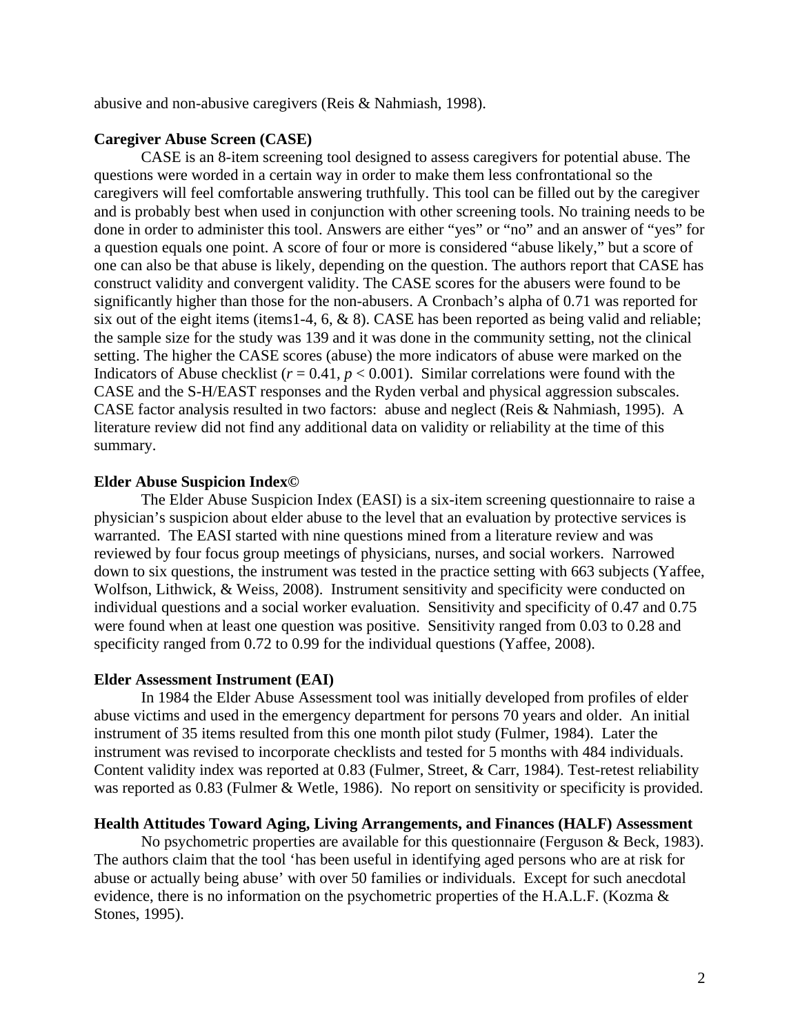abusive and non-abusive caregivers (Reis & Nahmiash, 1998).

**Caregiver Abuse Screen (CASE)**

CASE is an 8-item screening tool designed to assess caregivers for potential abuse. The questions were worded in a certain way in order to make them less confrontational so the caregivers will feel comfortable answering truthfully. This tool can be filled out by the caregiver and is probably best when used in conjunction with other screening tools. No training needs to be done in order to administer this tool. Answers are either "yes" or "no" and an answer of "yes" for a question equals one point. A score of four or more is considered "abuse likely," but a score of one can also be that abuse is likely, depending on the question. The authors report that CASE has construct validity and convergent validity. The CASE scores for the abusers were found to be significantly higher than those for the non-abusers. A Cronbach's alpha of 0.71 was reported for six out of the eight items (items1-4, 6, & 8). CASE has been reported as being valid and reliable; the sample size for the study was 139 and it was done in the community setting, not the clinical setting. The higher the CASE scores (abuse) the more indicators of abuse were marked on the Indicators of Abuse checklist ($r = 0.41$, $p < 0.001$). Similar correlations were found with the CASE and the S-H/EAST responses and the Ryden verbal and physical aggression subscales. CASE factor analysis resulted in two factors: abuse and neglect (Reis & Nahmiash, 1995). A literature review did not find any additional data on validity or reliability at the time of this summary.

**Elder Abuse Suspicion Index©**

The Elder Abuse Suspicion Index (EASI) is a six-item screening questionnaire to raise a physician's suspicion about elder abuse to the level that an evaluation by protective services is warranted. The EASI started with nine questions mined from a literature review and was reviewed by four focus group meetings of physicians, nurses, and social workers. Narrowed down to six questions, the instrument was tested in the practice setting with 663 subjects (Yaffee, Wolfson, Lithwick, & Weiss, 2008). Instrument sensitivity and specificity were conducted on individual questions and a social worker evaluation. Sensitivity and specificity of 0.47 and 0.75 were found when at least one question was positive. Sensitivity ranged from 0.03 to 0.28 and specificity ranged from 0.72 to 0.99 for the individual questions (Yaffee, 2008).

**Elder Assessment Instrument (EAI)**

In 1984 the Elder Abuse Assessment tool was initially developed from profiles of elder abuse victims and used in the emergency department for persons 70 years and older. An initial instrument of 35 items resulted from this one month pilot study (Fulmer, 1984). Later the instrument was revised to incorporate checklists and tested for 5 months with 484 individuals. Content validity index was reported at 0.83 (Fulmer, Street, & Carr, 1984). Test-retest reliability was reported as 0.83 (Fulmer & Wetle, 1986). No report on sensitivity or specificity is provided.

**Health Attitudes Toward Aging, Living Arrangements, and Finances (HALF) Assessment**

No psychometric properties are available for this questionnaire (Ferguson & Beck, 1983). The authors claim that the tool 'has been useful in identifying aged persons who are at risk for abuse or actually being abuse' with over 50 families or individuals. Except for such anecdotal evidence, there is no information on the psychometric properties of the H.A.L.F. (Kozma & Stones, 1995).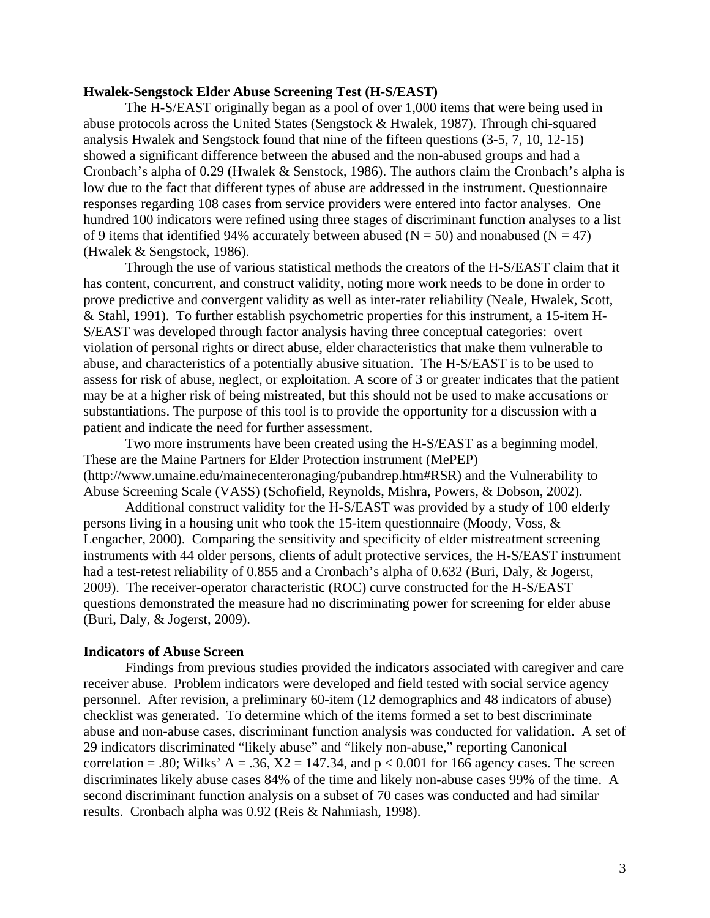**Hwalek-Sengstock Elder Abuse Screening Test (H-S/EAST)**

The H-S/EAST originally began as a pool of over 1,000 items that were being used in abuse protocols across the United States (Sengstock & Hwalek, 1987). Through chi-squared analysis Hwalek and Sengstock found that nine of the fifteen questions (3-5, 7, 10, 12-15) showed a significant difference between the abused and the non-abused groups and had a Cronbach's alpha of 0.29 (Hwalek & Senstock, 1986). The authors claim the Cronbach's alpha is low due to the fact that different types of abuse are addressed in the instrument. Questionnaire responses regarding 108 cases from service providers were entered into factor analyses. One hundred 100 indicators were refined using three stages of discriminant function analyses to a list of 9 items that identified 94% accurately between abused (N = 50) and nonabused (N = 47) (Hwalek & Sengstock, 1986).

Through the use of various statistical methods the creators of the H-S/EAST claim that it has content, concurrent, and construct validity, noting more work needs to be done in order to prove predictive and convergent validity as well as inter-rater reliability (Neale, Hwalek, Scott, & Stahl, 1991). To further establish psychometric properties for this instrument, a 15-item H-S/EAST was developed through factor analysis having three conceptual categories: overt violation of personal rights or direct abuse, elder characteristics that make them vulnerable to abuse, and characteristics of a potentially abusive situation. The H-S/EAST is to be used to assess for risk of abuse, neglect, or exploitation. A score of 3 or greater indicates that the patient may be at a higher risk of being mistreated, but this should not be used to make accusations or substantiations. The purpose of this tool is to provide the opportunity for a discussion with a patient and indicate the need for further assessment.

Two more instruments have been created using the H-S/EAST as a beginning model. These are the Maine Partners for Elder Protection instrument (MePEP) (http://www.umaine.edu/mainecenteronaging/pubandrep.htm#RSR) and the Vulnerability to Abuse Screening Scale (VASS) (Schofield, Reynolds, Mishra, Powers, & Dobson, 2002).

Additional construct validity for the H-S/EAST was provided by a study of 100 elderly persons living in a housing unit who took the 15-item questionnaire (Moody, Voss, & Lengacher, 2000). Comparing the sensitivity and specificity of elder mistreatment screening instruments with 44 older persons, clients of adult protective services, the H-S/EAST instrument had a test-retest reliability of 0.855 and a Cronbach's alpha of 0.632 (Buri, Daly, & Jogerst, 2009). The receiver-operator characteristic (ROC) curve constructed for the H-S/EAST questions demonstrated the measure had no discriminating power for screening for elder abuse (Buri, Daly, & Jogerst, 2009).

**Indicators of Abuse Screen**

Findings from previous studies provided the indicators associated with caregiver and care receiver abuse. Problem indicators were developed and field tested with social service agency personnel. After revision, a preliminary 60-item (12 demographics and 48 indicators of abuse) checklist was generated. To determine which of the items formed a set to best discriminate abuse and non-abuse cases, discriminant function analysis was conducted for validation. A set of 29 indicators discriminated "likely abuse" and "likely non-abuse," reporting Canonical correlation = .80; Wilks' A = .36, $X2 = 147.34$, and $p < 0.001$ for 166 agency cases. The screen discriminates likely abuse cases 84% of the time and likely non-abuse cases 99% of the time. A second discriminant function analysis on a subset of 70 cases was conducted and had similar results. Cronbach alpha was 0.92 (Reis & Nahmiash, 1998).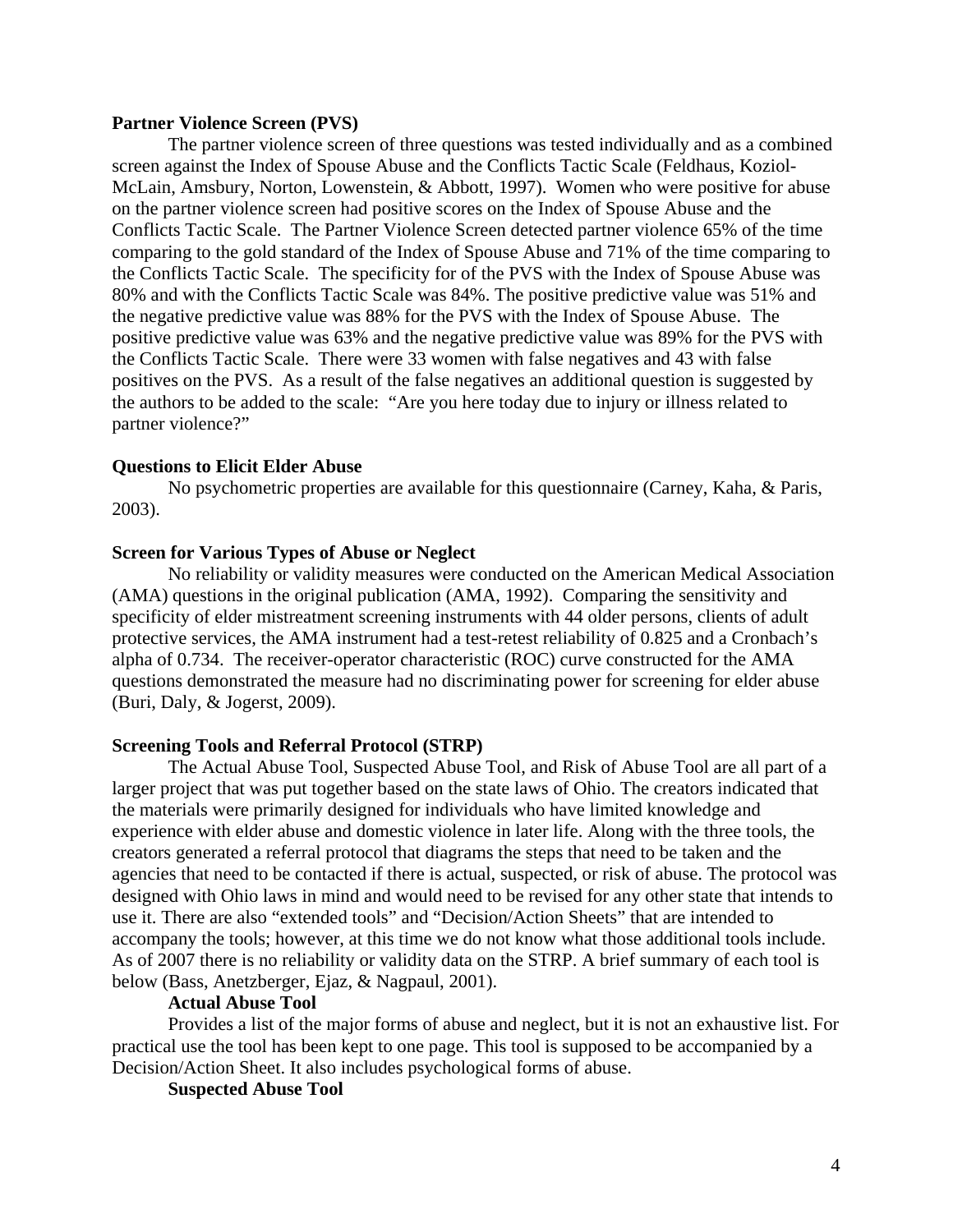**Partner Violence Screen (PVS)**

The partner violence screen of three questions was tested individually and as a combined screen against the Index of Spouse Abuse and the Conflicts Tactic Scale (Feldhaus, Koziol-McLain, Amsbury, Norton, Lowenstein, & Abbott, 1997). Women who were positive for abuse on the partner violence screen had positive scores on the Index of Spouse Abuse and the Conflicts Tactic Scale. The Partner Violence Screen detected partner violence 65% of the time comparing to the gold standard of the Index of Spouse Abuse and 71% of the time comparing to the Conflicts Tactic Scale. The specificity for of the PVS with the Index of Spouse Abuse was 80% and with the Conflicts Tactic Scale was 84%. The positive predictive value was 51% and the negative predictive value was 88% for the PVS with the Index of Spouse Abuse. The positive predictive value was 63% and the negative predictive value was 89% for the PVS with the Conflicts Tactic Scale. There were 33 women with false negatives and 43 with false positives on the PVS. As a result of the false negatives an additional question is suggested by the authors to be added to the scale: "Are you here today due to injury or illness related to partner violence?"

**Questions to Elicit Elder Abuse**

No psychometric properties are available for this questionnaire (Carney, Kaha, & Paris, 2003).

**Screen for Various Types of Abuse or Neglect**

No reliability or validity measures were conducted on the American Medical Association (AMA) questions in the original publication (AMA, 1992). Comparing the sensitivity and specificity of elder mistreatment screening instruments with 44 older persons, clients of adult protective services, the AMA instrument had a test-retest reliability of 0.825 and a Cronbach's alpha of 0.734. The receiver-operator characteristic (ROC) curve constructed for the AMA questions demonstrated the measure had no discriminating power for screening for elder abuse (Buri, Daly, & Jogerst, 2009).

**Screening Tools and Referral Protocol (STRP)**

The Actual Abuse Tool, Suspected Abuse Tool, and Risk of Abuse Tool are all part of a larger project that was put together based on the state laws of Ohio. The creators indicated that the materials were primarily designed for individuals who have limited knowledge and experience with elder abuse and domestic violence in later life. Along with the three tools, the creators generated a referral protocol that diagrams the steps that need to be taken and the agencies that need to be contacted if there is actual, suspected, or risk of abuse. The protocol was designed with Ohio laws in mind and would need to be revised for any other state that intends to use it. There are also "extended tools" and "Decision/Action Sheets" that are intended to accompany the tools; however, at this time we do not know what those additional tools include. As of 2007 there is no reliability or validity data on the STRP. A brief summary of each tool is below (Bass, Anetzberger, Ejaz, & Nagpaul, 2001).

**Actual Abuse Tool**

Provides a list of the major forms of abuse and neglect, but it is not an exhaustive list. For practical use the tool has been kept to one page. This tool is supposed to be accompanied by a Decision/Action Sheet. It also includes psychological forms of abuse.

**Suspected Abuse Tool**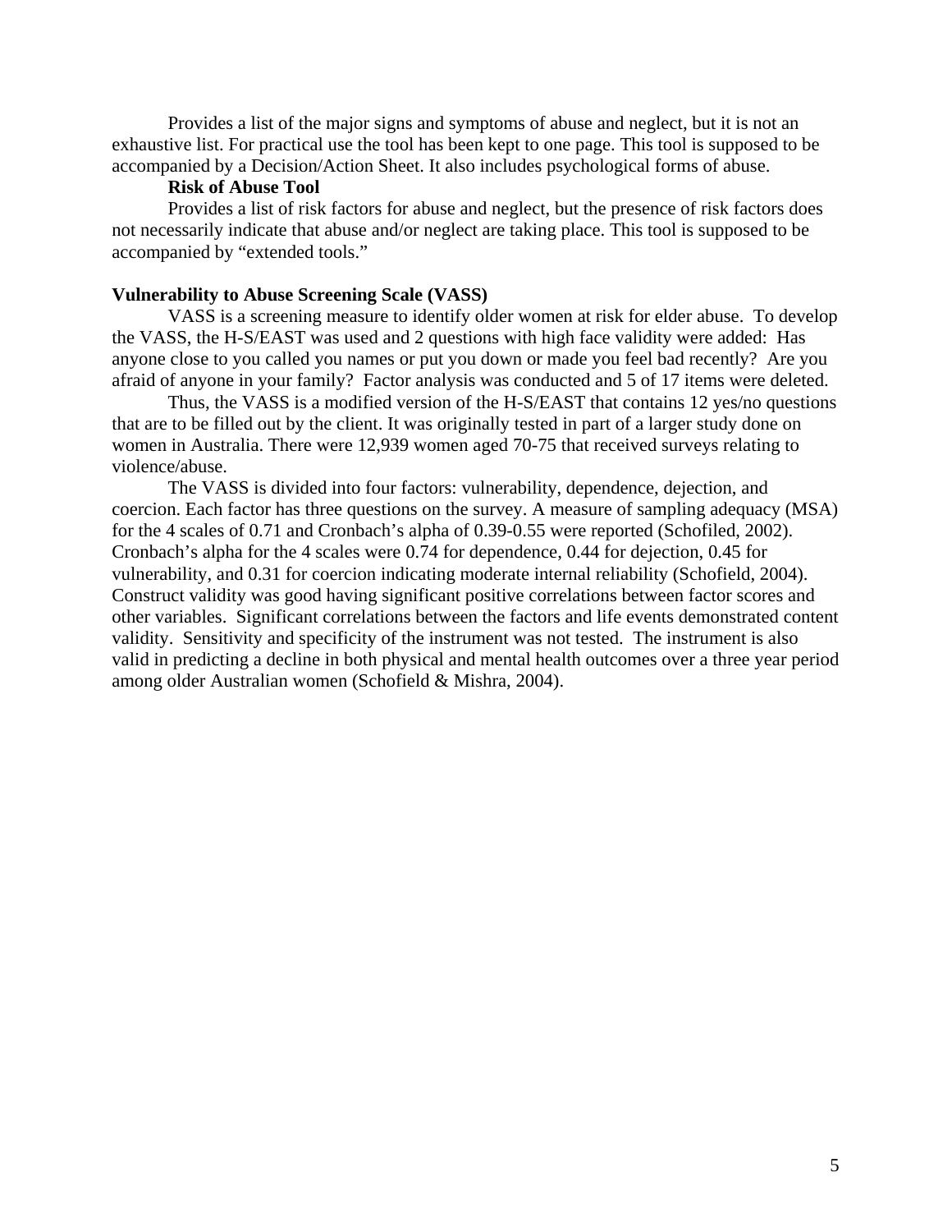Provides a list of the major signs and symptoms of abuse and neglect, but it is not an exhaustive list. For practical use the tool has been kept to one page. This tool is supposed to be accompanied by a Decision/Action Sheet. It also includes psychological forms of abuse.

**Risk of Abuse Tool**

Provides a list of risk factors for abuse and neglect, but the presence of risk factors does not necessarily indicate that abuse and/or neglect are taking place. This tool is supposed to be accompanied by "extended tools."

**Vulnerability to Abuse Screening Scale (VASS)**

VASS is a screening measure to identify older women at risk for elder abuse. To develop the VASS, the H-S/EAST was used and 2 questions with high face validity were added: Has anyone close to you called you names or put you down or made you feel bad recently? Are you afraid of anyone in your family? Factor analysis was conducted and 5 of 17 items were deleted.

Thus, the VASS is a modified version of the H-S/EAST that contains 12 yes/no questions that are to be filled out by the client. It was originally tested in part of a larger study done on women in Australia. There were 12,939 women aged 70-75 that received surveys relating to violence/abuse.

The VASS is divided into four factors: vulnerability, dependence, dejection, and coercion. Each factor has three questions on the survey. A measure of sampling adequacy (MSA) for the 4 scales of 0.71 and Cronbach's alpha of 0.39-0.55 were reported (Schofiled, 2002). Cronbach's alpha for the 4 scales were 0.74 for dependence, 0.44 for dejection, 0.45 for vulnerability, and 0.31 for coercion indicating moderate internal reliability (Schofield, 2004). Construct validity was good having significant positive correlations between factor scores and other variables. Significant correlations between the factors and life events demonstrated content validity. Sensitivity and specificity of the instrument was not tested. The instrument is also valid in predicting a decline in both physical and mental health outcomes over a three year period among older Australian women (Schofield & Mishra, 2004).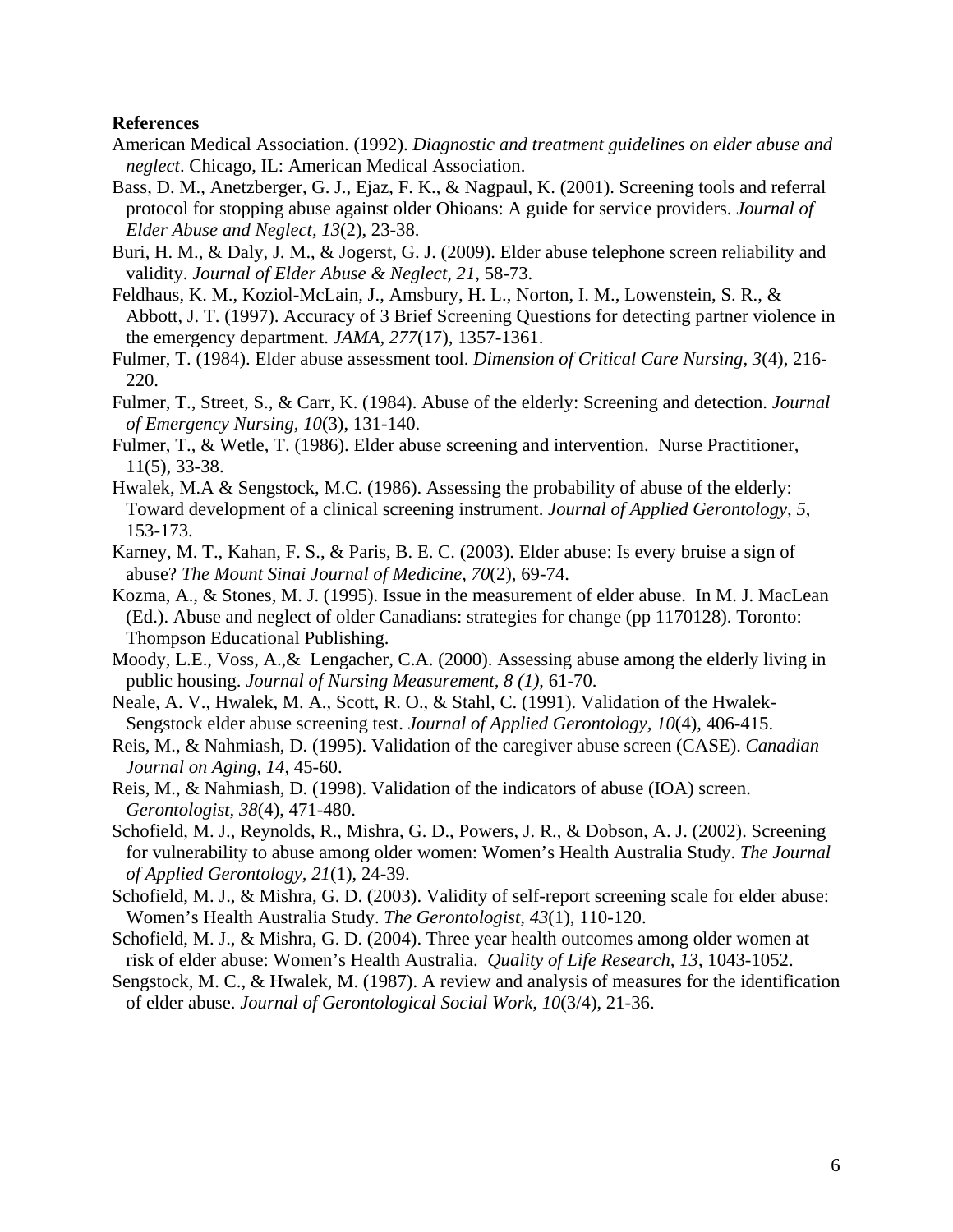**References**

American Medical Association. (1992). *Diagnostic and treatment guidelines on elder abuse and neglect*. Chicago, IL: American Medical Association.

Bass, D. M., Anetzberger, G. J., Ejaz, F. K., & Nagpaul, K. (2001). Screening tools and referral protocol for stopping abuse against older Ohioans: A guide for service providers. *Journal of Elder Abuse and Neglect, 13*(2), 23-38.

Buri, H. M., & Daly, J. M., & Jogerst, G. J. (2009). Elder abuse telephone screen reliability and validity. *Journal of Elder Abuse & Neglect, 21*, 58-73.

Feldhaus, K. M., Koziol-McLain, J., Amsbury, H. L., Norton, I. M., Lowenstein, S. R., & Abbott, J. T. (1997). Accuracy of 3 Brief Screening Questions for detecting partner violence in the emergency department. *JAMA, 277*(17), 1357-1361.

Fulmer, T. (1984). Elder abuse assessment tool. *Dimension of Critical Care Nursing, 3*(4), 216-220.

Fulmer, T., Street, S., & Carr, K. (1984). Abuse of the elderly: Screening and detection. *Journal of Emergency Nursing, 10*(3), 131-140.

Fulmer, T., & Wetle, T. (1986). Elder abuse screening and intervention. Nurse Practitioner, 11(5), 33-38.

Hwalek, M.A & Sengstock, M.C. (1986). Assessing the probability of abuse of the elderly: Toward development of a clinical screening instrument. *Journal of Applied Gerontology, 5*, 153-173.

Karney, M. T., Kahan, F. S., & Paris, B. E. C. (2003). Elder abuse: Is every bruise a sign of abuse? *The Mount Sinai Journal of Medicine, 70*(2), 69-74.

Kozma, A., & Stones, M. J. (1995). Issue in the measurement of elder abuse. In M. J. MacLean (Ed.). Abuse and neglect of older Canadians: strategies for change (pp 1170128). Toronto: Thompson Educational Publishing.

Moody, L.E., Voss, A.,& Lengacher, C.A. (2000). Assessing abuse among the elderly living in public housing. *Journal of Nursing Measurement, 8 (1)*, 61-70.

Neale, A. V., Hwalek, M. A., Scott, R. O., & Stahl, C. (1991). Validation of the Hwalek-Sengstock elder abuse screening test. *Journal of Applied Gerontology, 10*(4), 406-415.

Reis, M., & Nahmiash, D. (1995). Validation of the caregiver abuse screen (CASE). *Canadian Journal on Aging, 14*, 45-60.

Reis, M., & Nahmiash, D. (1998). Validation of the indicators of abuse (IOA) screen. *Gerontologist, 38*(4), 471-480.

Schofield, M. J., Reynolds, R., Mishra, G. D., Powers, J. R., & Dobson, A. J. (2002). Screening for vulnerability to abuse among older women: Women's Health Australia Study. *The Journal of Applied Gerontology, 21*(1), 24-39.

Schofield, M. J., & Mishra, G. D. (2003). Validity of self-report screening scale for elder abuse: Women's Health Australia Study. *The Gerontologist, 43*(1), 110-120.

Schofield, M. J., & Mishra, G. D. (2004). Three year health outcomes among older women at risk of elder abuse: Women's Health Australia. *Quality of Life Research, 13*, 1043-1052.

Sengstock, M. C., & Hwalek, M. (1987). A review and analysis of measures for the identification of elder abuse. *Journal of Gerontological Social Work, 10*(3/4), 21-36.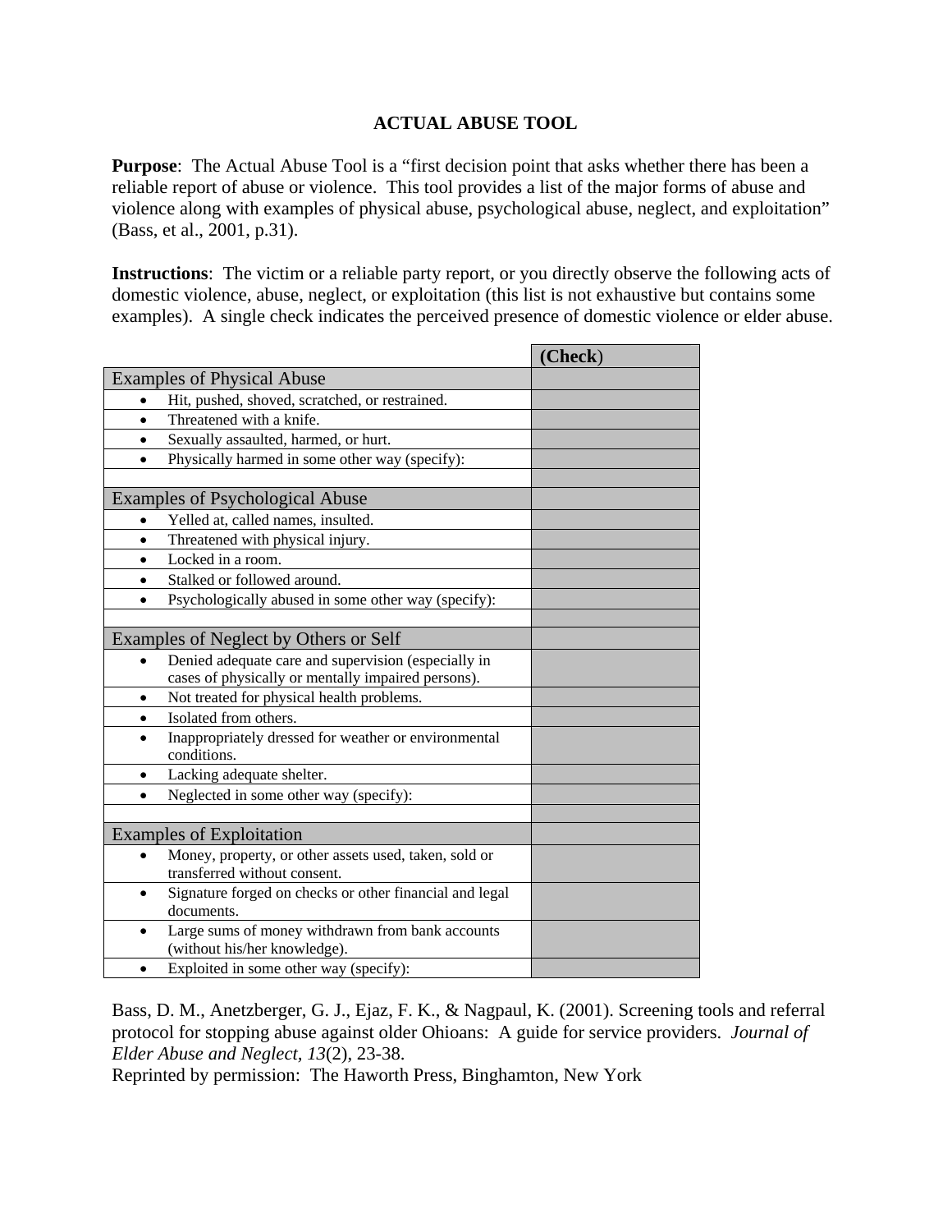# ACTUAL ABUSE TOOL

**Purpose**: The Actual Abuse Tool is a "first decision point that asks whether there has been a reliable report of abuse or violence. This tool provides a list of the major forms of abuse and violence along with examples of physical abuse, psychological abuse, neglect, and exploitation" (Bass, et al., 2001, p.31).

**Instructions**: The victim or a reliable party report, or you directly observe the following acts of domestic violence, abuse, neglect, or exploitation (this list is not exhaustive but contains some examples). A single check indicates the perceived presence of domestic violence or elder abuse.

| | **(Check)** |
|---|---|
| Examples of Physical Abuse | |
| • Hit, pushed, shoved, scratched, or restrained. | |
| • Threatened with a knife. | |
| • Sexually assaulted, harmed, or hurt. | |
| • Physically harmed in some other way (specify): | |
| | |
| Examples of Psychological Abuse | |
| • Yelled at, called names, insulted. | |
| • Threatened with physical injury. | |
| • Locked in a room. | |
| • Stalked or followed around. | |
| • Psychologically abused in some other way (specify): | |
| | |
| Examples of Neglect by Others or Self | |
| • Denied adequate care and supervision (especially in cases of physically or mentally impaired persons). | |
| • Not treated for physical health problems. | |
| • Isolated from others. | |
| • Inappropriately dressed for weather or environmental conditions. | |
| • Lacking adequate shelter. | |
| • Neglected in some other way (specify): | |
| | |
| Examples of Exploitation | |
| • Money, property, or other assets used, taken, sold or transferred without consent. | |
| • Signature forged on checks or other financial and legal documents. | |
| • Large sums of money withdrawn from bank accounts (without his/her knowledge). | |
| • Exploited in some other way (specify): | |

Bass, D. M., Anetzberger, G. J., Ejaz, F. K., & Nagpaul, K. (2001). Screening tools and referral protocol for stopping abuse against older Ohioans: A guide for service providers. *Journal of Elder Abuse and Neglect, 13*(2), 23-38.
Reprinted by permission: The Haworth Press, Binghamton, New York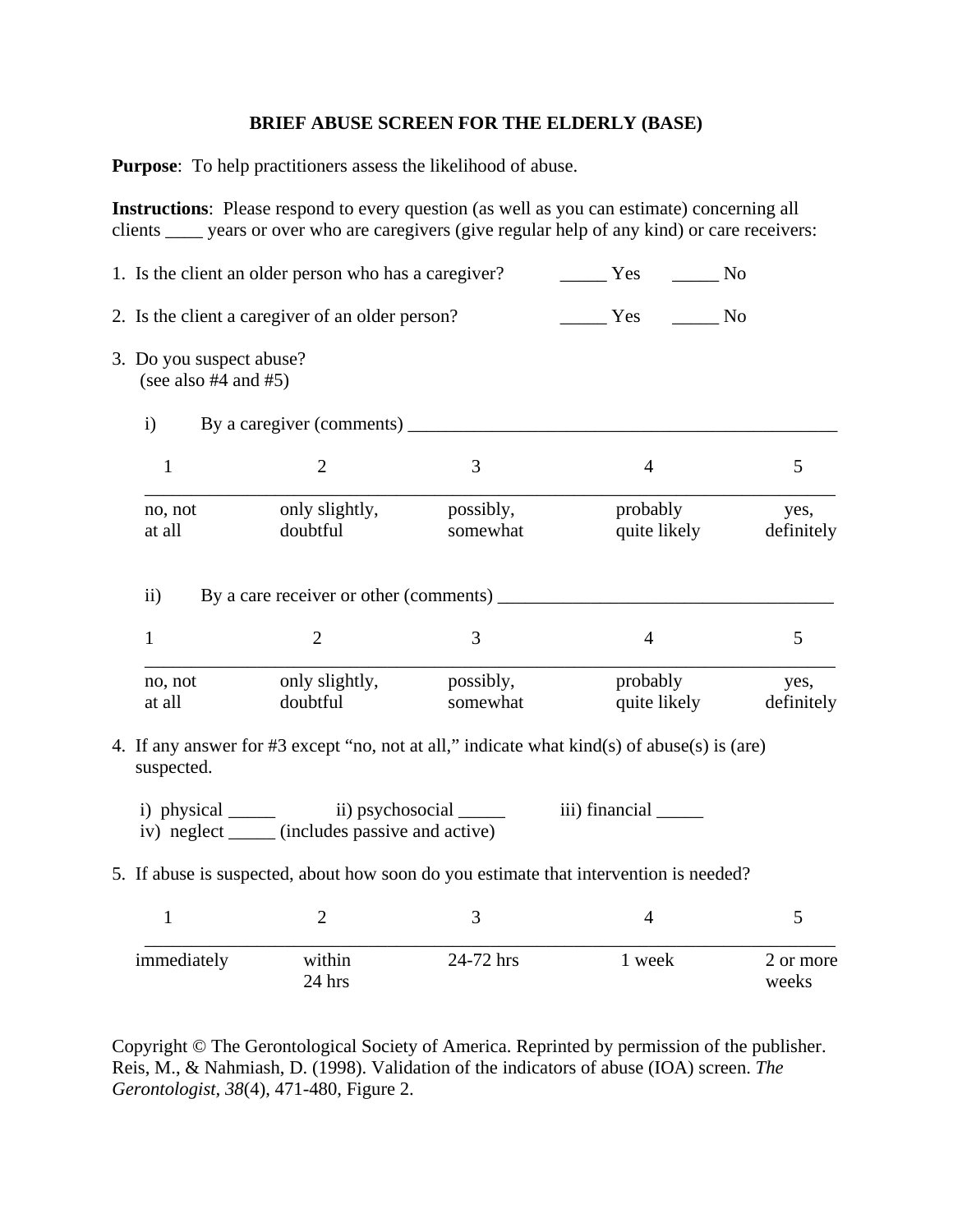# BRIEF ABUSE SCREEN FOR THE ELDERLY (BASE)

**Purpose**: To help practitioners assess the likelihood of abuse.

**Instructions**: Please respond to every question (as well as you can estimate) concerning all clients ____ years or over who are caregivers (give regular help of any kind) or care receivers:

1. Is the client an older person who has a caregiver? _____ Yes _____ No

2. Is the client a caregiver of an older person? _____ Yes _____ No

3. Do you suspect abuse?
   (see also #4 and #5)

   i) By a caregiver (comments) _______________________________________________

| 1 | 2 | 3 | 4 | 5 |
|---|---|---|---|---|
| no, not at all | only slightly, doubtful | possibly, somewhat | probably quite likely | yes, definitely |

   ii) By a care receiver or other (comments) ____________________________________

| 1 | 2 | 3 | 4 | 5 |
|---|---|---|---|---|
| no, not at all | only slightly, doubtful | possibly, somewhat | probably quite likely | yes, definitely |

4. If any answer for #3 except "no, not at all," indicate what kind(s) of abuse(s) is (are) suspected.

   i) physical _____ ii) psychosocial _____ iii) financial _____
   iv) neglect _____ (includes passive and active)

5. If abuse is suspected, about how soon do you estimate that intervention is needed?

| 1 | 2 | 3 | 4 | 5 |
|---|---|---|---|---|
| immediately | within 24 hrs | 24-72 hrs | 1 week | 2 or more weeks |

Copyright © The Gerontological Society of America. Reprinted by permission of the publisher. Reis, M., & Nahmiash, D. (1998). Validation of the indicators of abuse (IOA) screen. *The Gerontologist*, *38*(4), 471-480, Figure 2.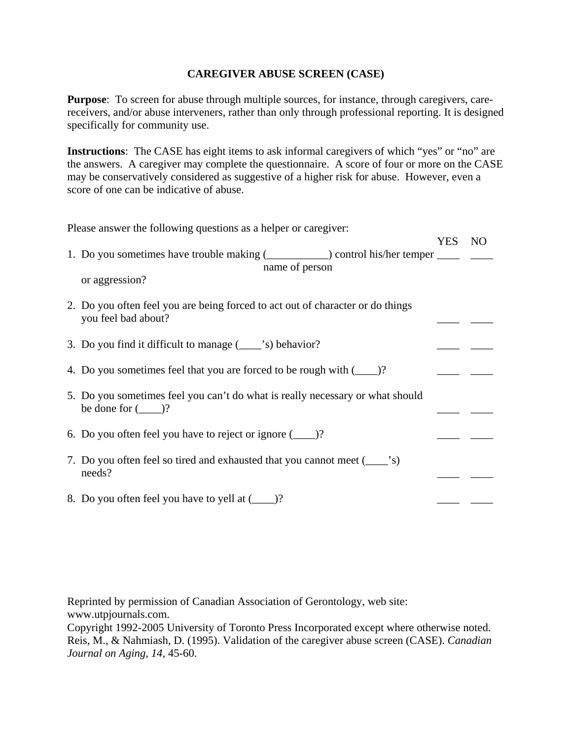# CAREGIVER ABUSE SCREEN (CASE)

**Purpose**: To screen for abuse through multiple sources, for instance, through caregivers, care-receivers, and/or abuse interveners, rather than only through professional reporting. It is designed specifically for community use.

**Instructions**: The CASE has eight items to ask informal caregivers of which "yes" or "no" are the answers. A caregiver may complete the questionnaire. A score of four or more on the CASE may be conservatively considered as suggestive of a higher risk for abuse. However, even a score of one can be indicative of abuse.

Please answer the following questions as a helper or caregiver:

| | YES | NO |
|---|---|---|
| 1. Do you sometimes have trouble making (___________ *name of person*) control his/her temper or aggression? | ____ | ____ |
| 2. Do you often feel you are being forced to act out of character or do things you feel bad about? | ____ | ____ |
| 3. Do you find it difficult to manage (____'s) behavior? | ____ | ____ |
| 4. Do you sometimes feel that you are forced to be rough with (____)? | ____ | ____ |
| 5. Do you sometimes feel you can't do what is really necessary or what should be done for (____)? | ____ | ____ |
| 6. Do you often feel you have to reject or ignore (____)? | ____ | ____ |
| 7. Do you often feel so tired and exhausted that you cannot meet (____'s) needs? | ____ | ____ |
| 8. Do you often feel you have to yell at (____)? | ____ | ____ |

Reprinted by permission of Canadian Association of Gerontology, web site: www.utpjournals.com.
Copyright 1992-2005 University of Toronto Press Incorporated except where otherwise noted.
Reis, M., & Nahmiash, D. (1995). Validation of the caregiver abuse screen (CASE). *Canadian Journal on Aging*, *14*, 45-60.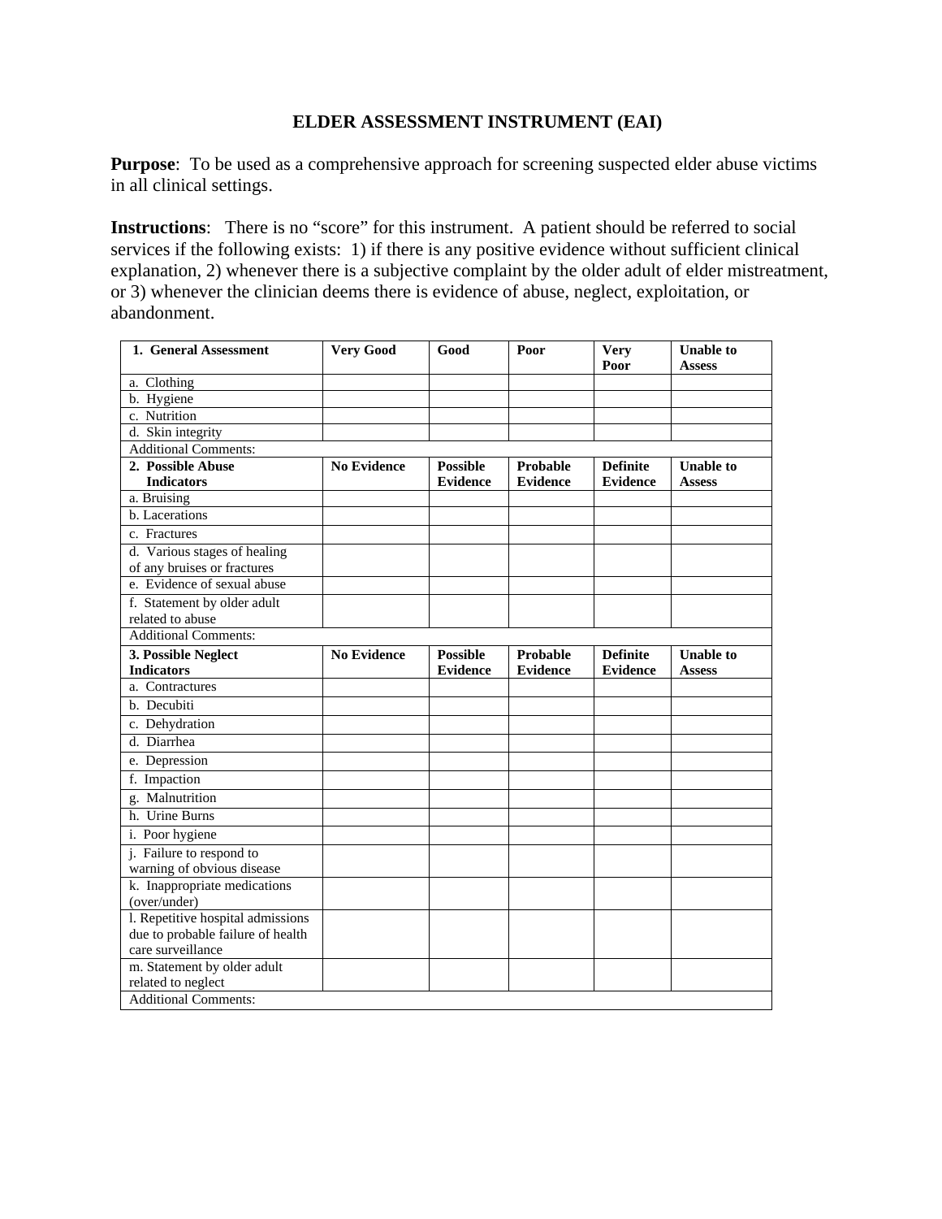# ELDER ASSESSMENT INSTRUMENT (EAI)

**Purpose**: To be used as a comprehensive approach for screening suspected elder abuse victims in all clinical settings.

**Instructions**: There is no "score" for this instrument. A patient should be referred to social services if the following exists: 1) if there is any positive evidence without sufficient clinical explanation, 2) whenever there is a subjective complaint by the older adult of elder mistreatment, or 3) whenever the clinician deems there is evidence of abuse, neglect, exploitation, or abandonment.

| **1. General Assessment** | **Very Good** | **Good** | **Poor** | **Very Poor** | **Unable to Assess** |
|---|---|---|---|---|---|
| a. Clothing | | | | | |
| b. Hygiene | | | | | |
| c. Nutrition | | | | | |
| d. Skin integrity | | | | | |
| Additional Comments: | | | | | |
| **2. Possible Abuse Indicators** | **No Evidence** | **Possible Evidence** | **Probable Evidence** | **Definite Evidence** | **Unable to Assess** |
| a. Bruising | | | | | |
| b. Lacerations | | | | | |
| c. Fractures | | | | | |
| d. Various stages of healing of any bruises or fractures | | | | | |
| e. Evidence of sexual abuse | | | | | |
| f. Statement by older adult related to abuse | | | | | |
| Additional Comments: | | | | | |
| **3. Possible Neglect Indicators** | **No Evidence** | **Possible Evidence** | **Probable Evidence** | **Definite Evidence** | **Unable to Assess** |
| a. Contractures | | | | | |
| b. Decubiti | | | | | |
| c. Dehydration | | | | | |
| d. Diarrhea | | | | | |
| e. Depression | | | | | |
| f. Impaction | | | | | |
| g. Malnutrition | | | | | |
| h. Urine Burns | | | | | |
| i. Poor hygiene | | | | | |
| j. Failure to respond to warning of obvious disease | | | | | |
| k. Inappropriate medications (over/under) | | | | | |
| l. Repetitive hospital admissions due to probable failure of health care surveillance | | | | | |
| m. Statement by older adult related to neglect | | | | | |
| Additional Comments: | | | | | |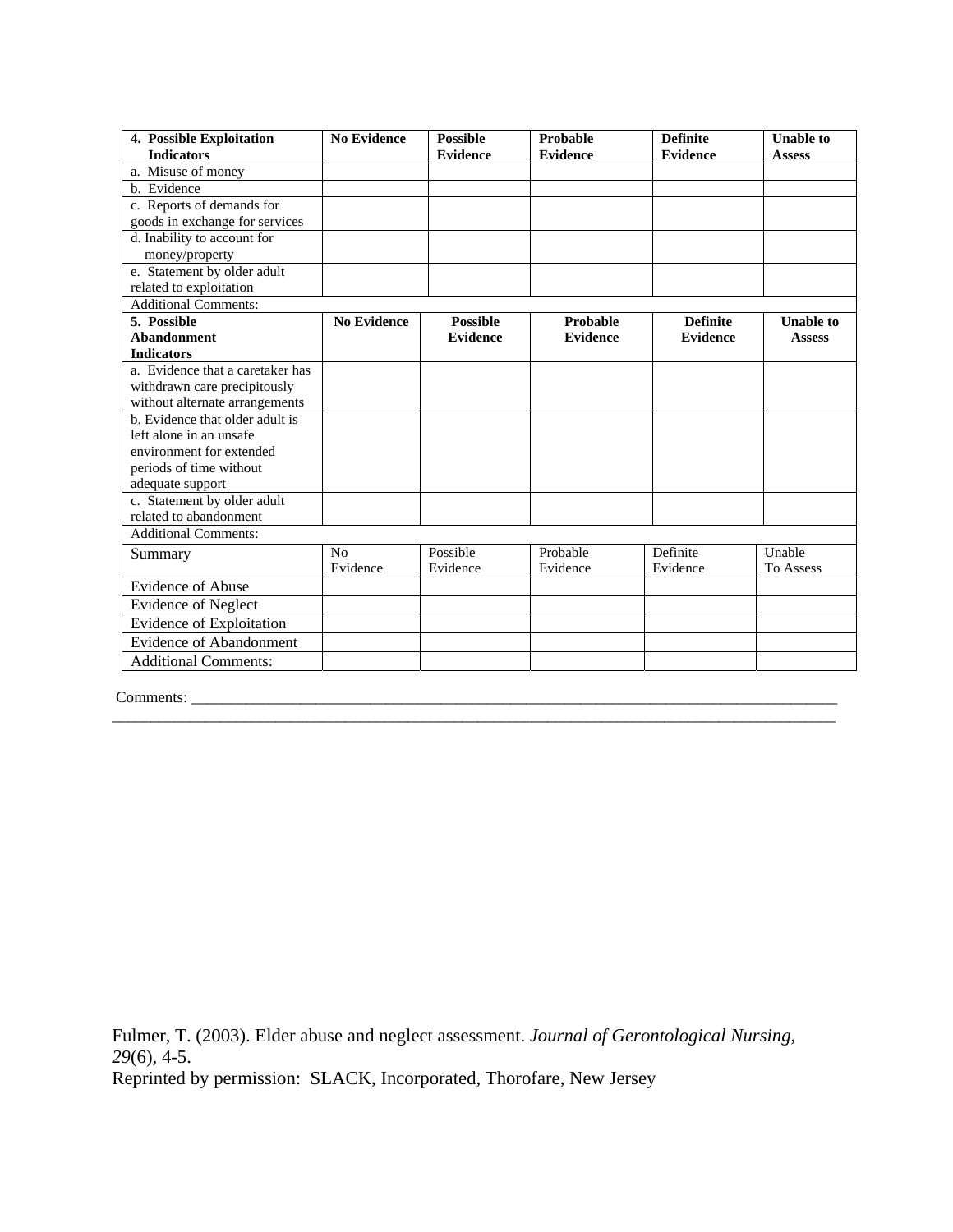| 4. Possible Exploitation Indicators | No Evidence | Possible Evidence | Probable Evidence | Definite Evidence | Unable to Assess |
|---|---|---|---|---|---|
| a. Misuse of money | | | | | |
| b. Evidence | | | | | |
| c. Reports of demands for goods in exchange for services | | | | | |
| d. Inability to account for money/property | | | | | |
| e. Statement by older adult related to exploitation | | | | | |
| Additional Comments: | | | | | |
| **5. Possible Abandonment Indicators** | **No Evidence** | **Possible Evidence** | **Probable Evidence** | **Definite Evidence** | **Unable to Assess** |
| a. Evidence that a caretaker has withdrawn care precipitously without alternate arrangements | | | | | |
| b. Evidence that older adult is left alone in an unsafe environment for extended periods of time without adequate support | | | | | |
| c. Statement by older adult related to abandonment | | | | | |
| Additional Comments: | | | | | |
| Summary | No Evidence | Possible Evidence | Probable Evidence | Definite Evidence | Unable To Assess |
| Evidence of Abuse | | | | | |
| Evidence of Neglect | | | | | |
| Evidence of Exploitation | | | | | |
| Evidence of Abandonment | | | | | |
| Additional Comments: | | | | | |

Comments: ______________________________________________________________________________
______________________________________________________________________________________

Fulmer, T. (2003). Elder abuse and neglect assessment. *Journal of Gerontological Nursing, 29*(6), 4-5.
Reprinted by permission: SLACK, Incorporated, Thorofare, New Jersey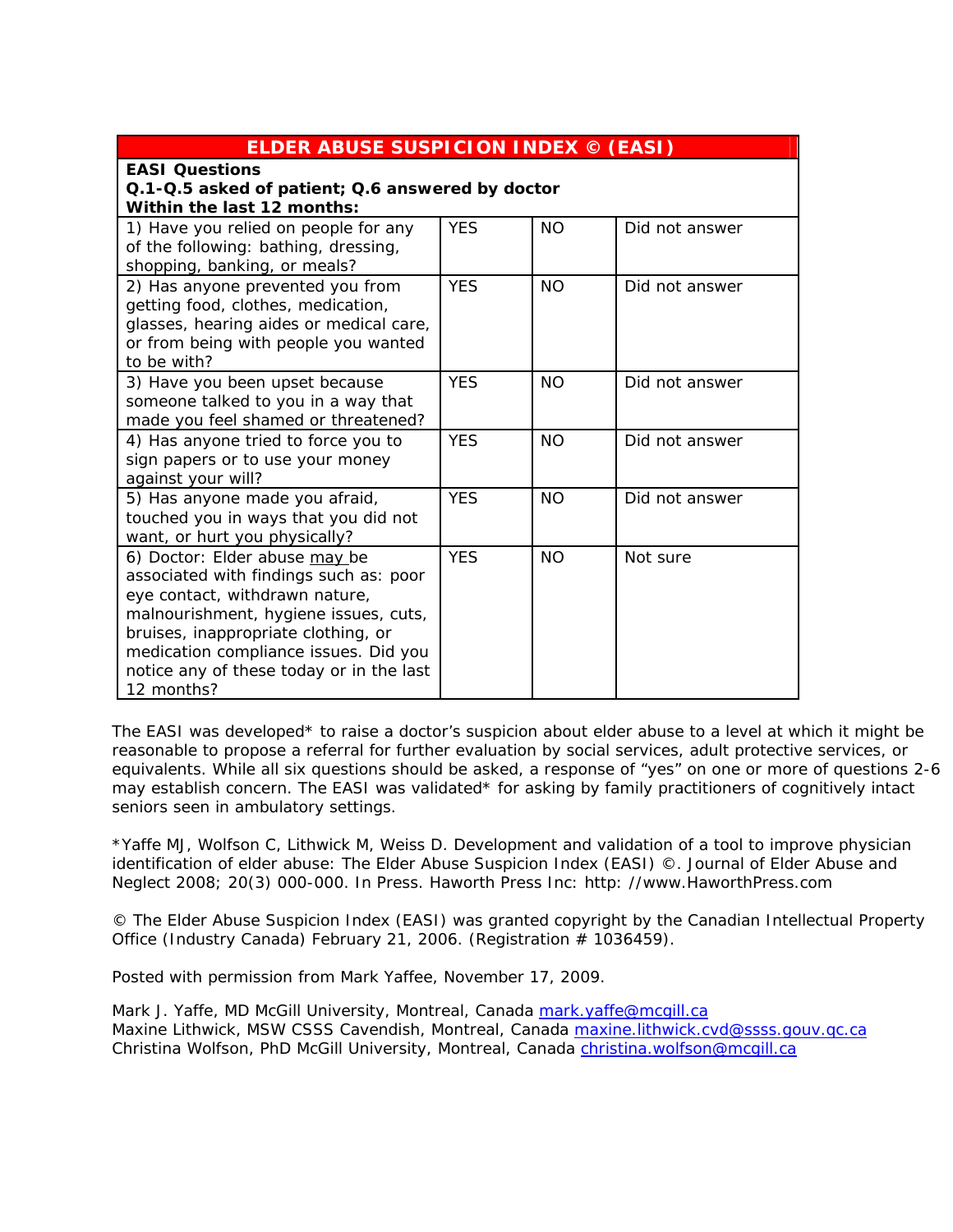| ELDER ABUSE SUSPICION INDEX © (EASI) | | | |
|---|---|---|---|
| **EASI Questions**<br>**Q.1-Q.5 asked of patient; Q.6 answered by doctor**<br>**Within the last 12 months:** | | | |
| 1) Have you relied on people for any of the following: bathing, dressing, shopping, banking, or meals? | YES | NO | Did not answer |
| 2) Has anyone prevented you from getting food, clothes, medication, glasses, hearing aides or medical care, or from being with people you wanted to be with? | YES | NO | Did not answer |
| 3) Have you been upset because someone talked to you in a way that made you feel shamed or threatened? | YES | NO | Did not answer |
| 4) Has anyone tried to force you to sign papers or to use your money against your will? | YES | NO | Did not answer |
| 5) Has anyone made you afraid, touched you in ways that you did not want, or hurt you physically? | YES | NO | Did not answer |
| 6) Doctor: Elder abuse may be associated with findings such as: poor eye contact, withdrawn nature, malnourishment, hygiene issues, cuts, bruises, inappropriate clothing, or medication compliance issues. Did you notice any of these today or in the last 12 months? | YES | NO | Not sure |

The EASI was developed* to raise a doctor's suspicion about elder abuse to a level at which it might be reasonable to propose a referral for further evaluation by social services, adult protective services, or equivalents. While all six questions should be asked, a response of "yes" on one or more of questions 2-6 may establish concern. The EASI was validated* for asking by family practitioners of cognitively intact seniors seen in ambulatory settings.

*Yaffe MJ, Wolfson C, Lithwick M, Weiss D. Development and validation of a tool to improve physician identification of elder abuse: The Elder Abuse Suspicion Index (EASI) ©. Journal of Elder Abuse and Neglect 2008; 20(3) 000-000. In Press. Haworth Press Inc: http: //www.HaworthPress.com

© The Elder Abuse Suspicion Index (EASI) was granted copyright by the Canadian Intellectual Property Office (Industry Canada) February 21, 2006. (Registration # 1036459).

Posted with permission from Mark Yaffee, November 17, 2009.

Mark J. Yaffe, MD McGill University, Montreal, Canada mark.yaffe@mcgill.ca
Maxine Lithwick, MSW CSSS Cavendish, Montreal, Canada maxine.lithwick.cvd@ssss.gouv.qc.ca
Christina Wolfson, PhD McGill University, Montreal, Canada christina.wolfson@mcgill.ca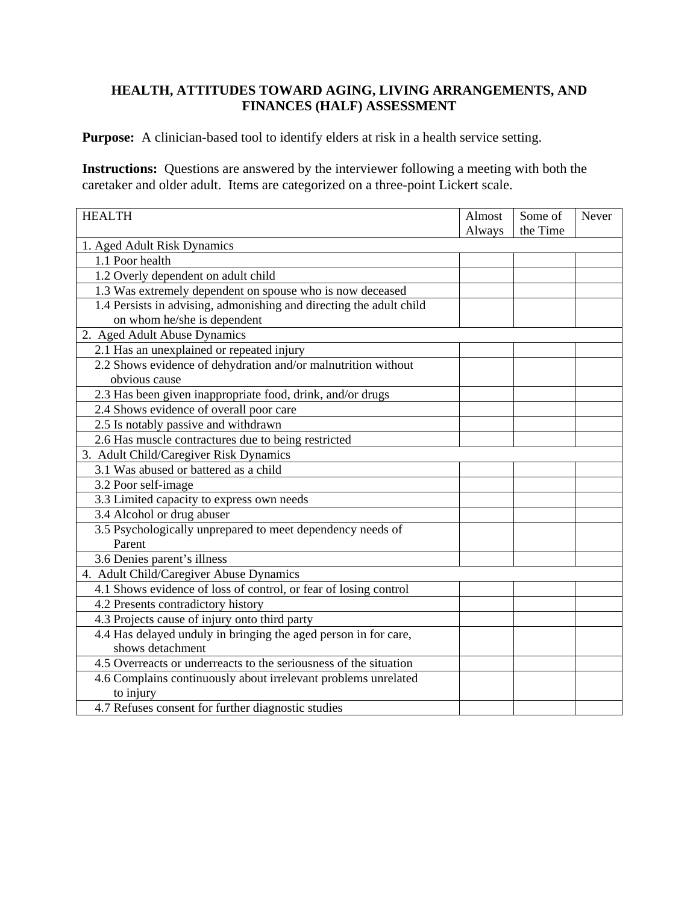**HEALTH, ATTITUDES TOWARD AGING, LIVING ARRANGEMENTS, AND FINANCES (HALF) ASSESSMENT**

**Purpose:** A clinician-based tool to identify elders at risk in a health service setting.

**Instructions:** Questions are answered by the interviewer following a meeting with both the caretaker and older adult. Items are categorized on a three-point Lickert scale.

| HEALTH | Almost Always | Some of the Time | Never |
|---|---|---|---|
| 1. Aged Adult Risk Dynamics | | | |
| 1.1 Poor health | | | |
| 1.2 Overly dependent on adult child | | | |
| 1.3 Was extremely dependent on spouse who is now deceased | | | |
| 1.4 Persists in advising, admonishing and directing the adult child on whom he/she is dependent | | | |
| 2. Aged Adult Abuse Dynamics | | | |
| 2.1 Has an unexplained or repeated injury | | | |
| 2.2 Shows evidence of dehydration and/or malnutrition without obvious cause | | | |
| 2.3 Has been given inappropriate food, drink, and/or drugs | | | |
| 2.4 Shows evidence of overall poor care | | | |
| 2.5 Is notably passive and withdrawn | | | |
| 2.6 Has muscle contractures due to being restricted | | | |
| 3. Adult Child/Caregiver Risk Dynamics | | | |
| 3.1 Was abused or battered as a child | | | |
| 3.2 Poor self-image | | | |
| 3.3 Limited capacity to express own needs | | | |
| 3.4 Alcohol or drug abuser | | | |
| 3.5 Psychologically unprepared to meet dependency needs of Parent | | | |
| 3.6 Denies parent's illness | | | |
| 4. Adult Child/Caregiver Abuse Dynamics | | | |
| 4.1 Shows evidence of loss of control, or fear of losing control | | | |
| 4.2 Presents contradictory history | | | |
| 4.3 Projects cause of injury onto third party | | | |
| 4.4 Has delayed unduly in bringing the aged person in for care, shows detachment | | | |
| 4.5 Overreacts or underreacts to the seriousness of the situation | | | |
| 4.6 Complains continuously about irrelevant problems unrelated to injury | | | |
| 4.7 Refuses consent for further diagnostic studies | | | |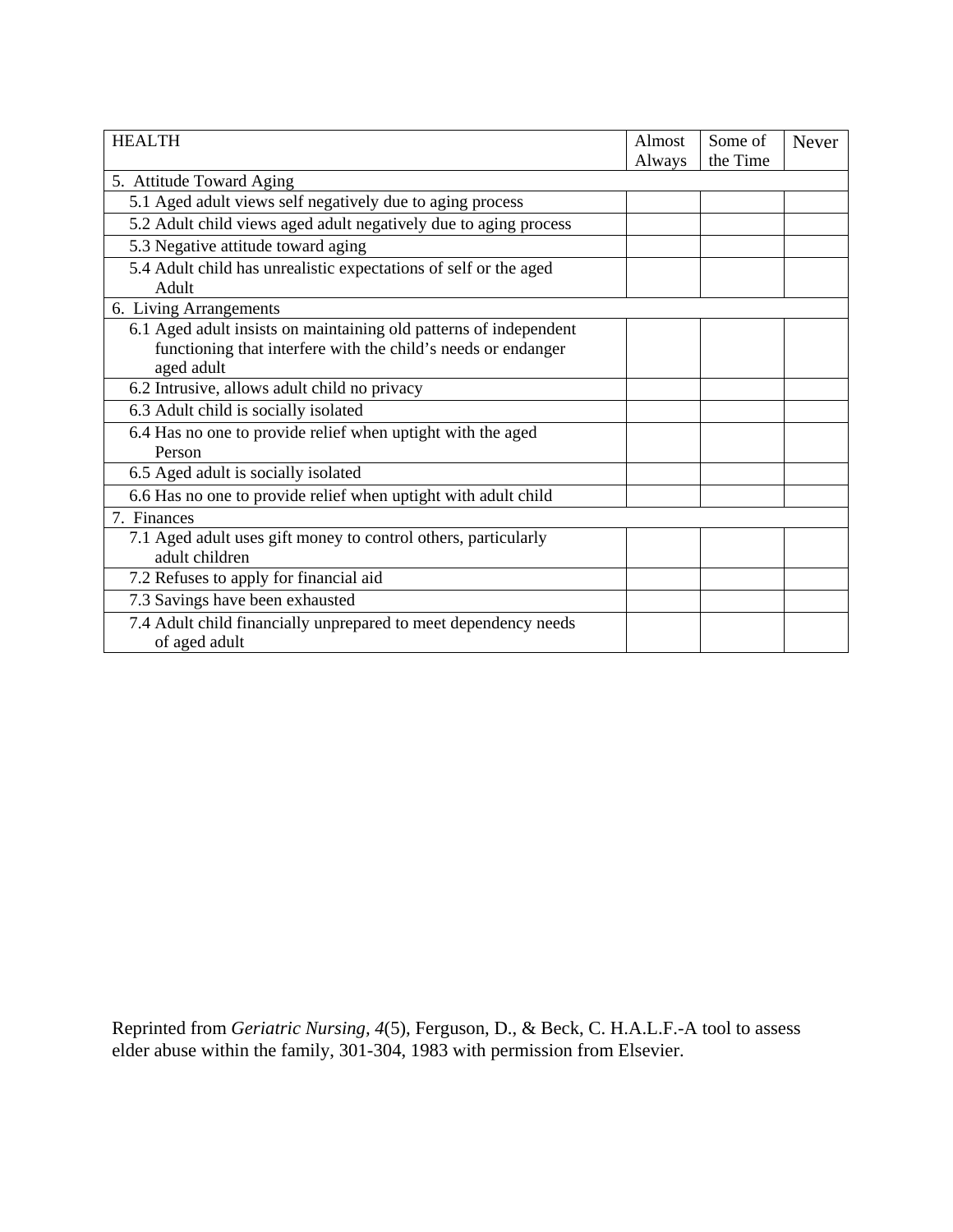| HEALTH | Almost Always | Some of the Time | Never |
|---|---|---|---|
| 5. Attitude Toward Aging | | | |
| 5.1 Aged adult views self negatively due to aging process | | | |
| 5.2 Adult child views aged adult negatively due to aging process | | | |
| 5.3 Negative attitude toward aging | | | |
| 5.4 Adult child has unrealistic expectations of self or the aged Adult | | | |
| 6. Living Arrangements | | | |
| 6.1 Aged adult insists on maintaining old patterns of independent functioning that interfere with the child's needs or endanger aged adult | | | |
| 6.2 Intrusive, allows adult child no privacy | | | |
| 6.3 Adult child is socially isolated | | | |
| 6.4 Has no one to provide relief when uptight with the aged Person | | | |
| 6.5 Aged adult is socially isolated | | | |
| 6.6 Has no one to provide relief when uptight with adult child | | | |
| 7. Finances | | | |
| 7.1 Aged adult uses gift money to control others, particularly adult children | | | |
| 7.2 Refuses to apply for financial aid | | | |
| 7.3 Savings have been exhausted | | | |
| 7.4 Adult child financially unprepared to meet dependency needs of aged adult | | | |

Reprinted from *Geriatric Nursing, 4*(5), Ferguson, D., & Beck, C. H.A.L.F.-A tool to assess elder abuse within the family, 301-304, 1983 with permission from Elsevier.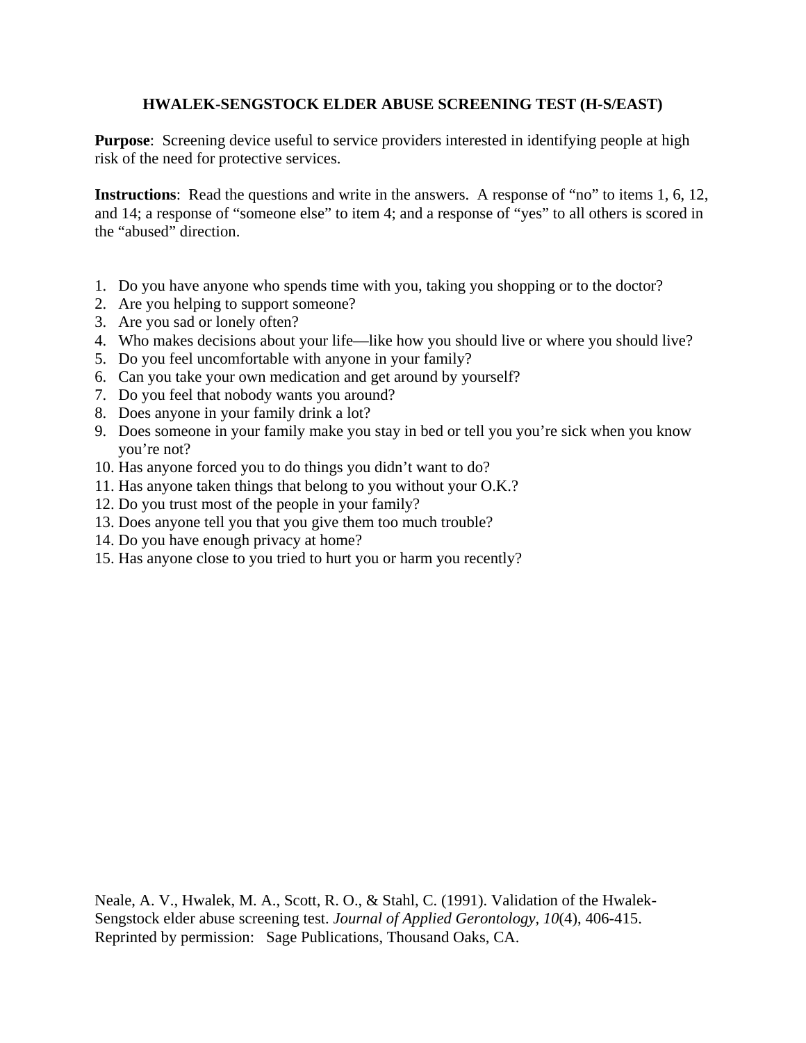# HWALEK-SENGSTOCK ELDER ABUSE SCREENING TEST (H-S/EAST)

**Purpose**: Screening device useful to service providers interested in identifying people at high risk of the need for protective services.

**Instructions**: Read the questions and write in the answers. A response of "no" to items 1, 6, 12, and 14; a response of "someone else" to item 4; and a response of "yes" to all others is scored in the "abused" direction.

1. Do you have anyone who spends time with you, taking you shopping or to the doctor?
2. Are you helping to support someone?
3. Are you sad or lonely often?
4. Who makes decisions about your life—like how you should live or where you should live?
5. Do you feel uncomfortable with anyone in your family?
6. Can you take your own medication and get around by yourself?
7. Do you feel that nobody wants you around?
8. Does anyone in your family drink a lot?
9. Does someone in your family make you stay in bed or tell you you're sick when you know you're not?
10. Has anyone forced you to do things you didn't want to do?
11. Has anyone taken things that belong to you without your O.K.?
12. Do you trust most of the people in your family?
13. Does anyone tell you that you give them too much trouble?
14. Do you have enough privacy at home?
15. Has anyone close to you tried to hurt you or harm you recently?

Neale, A. V., Hwalek, M. A., Scott, R. O., & Stahl, C. (1991). Validation of the Hwalek-Sengstock elder abuse screening test. *Journal of Applied Gerontology*, *10*(4), 406-415.
Reprinted by permission: Sage Publications, Thousand Oaks, CA.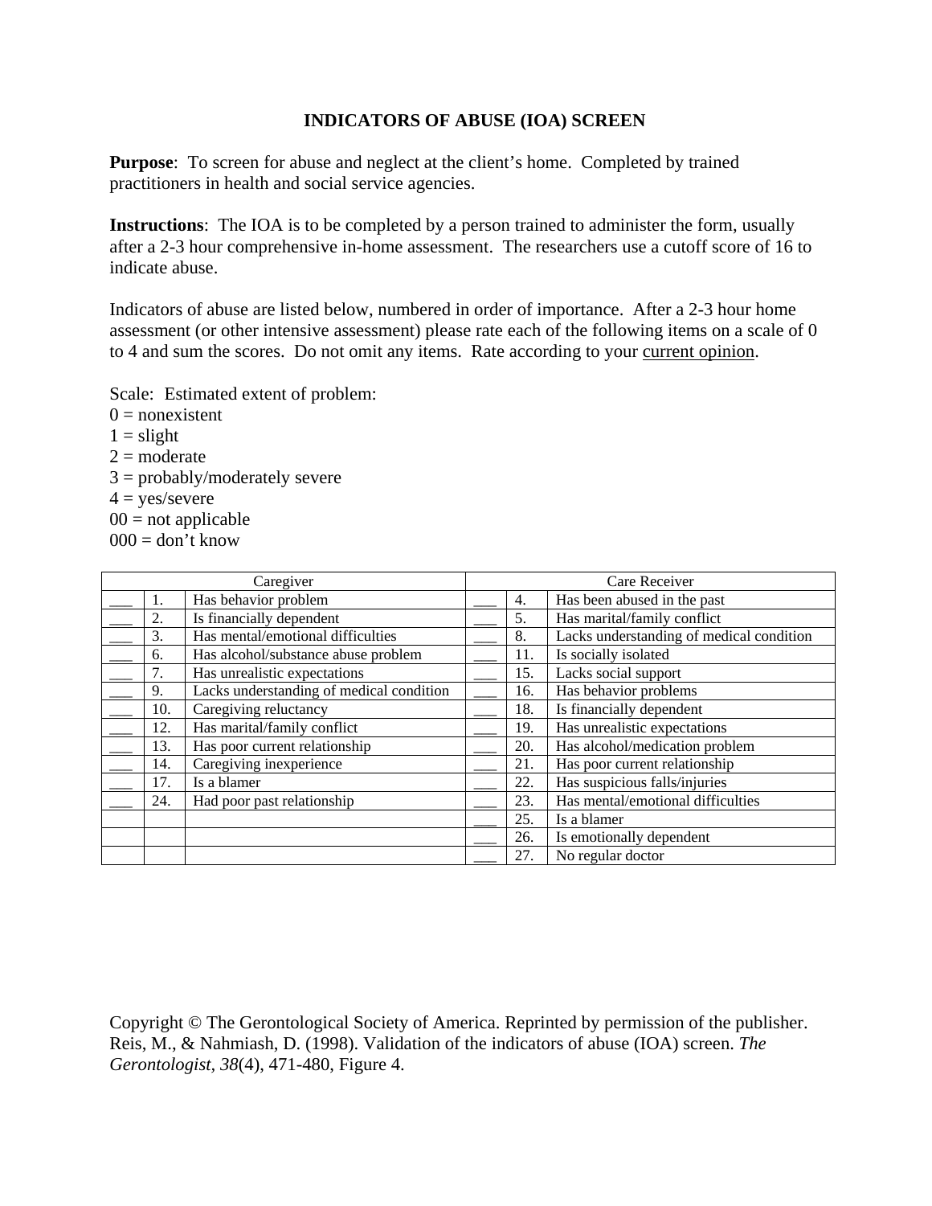# INDICATORS OF ABUSE (IOA) SCREEN

**Purpose**: To screen for abuse and neglect at the client's home. Completed by trained practitioners in health and social service agencies.

**Instructions**: The IOA is to be completed by a person trained to administer the form, usually after a 2-3 hour comprehensive in-home assessment. The researchers use a cutoff score of 16 to indicate abuse.

Indicators of abuse are listed below, numbered in order of importance. After a 2-3 hour home assessment (or other intensive assessment) please rate each of the following items on a scale of 0 to 4 and sum the scores. Do not omit any items. Rate according to your current opinion.

Scale: Estimated extent of problem:
0 = nonexistent
1 = slight
2 = moderate
3 = probably/moderately severe
4 = yes/severe
00 = not applicable
000 = don't know

| Caregiver | | | Care Receiver | | |
|---|---|---|---|---|---|
| ___ | 1. | Has behavior problem | ___ | 4. | Has been abused in the past |
| ___ | 2. | Is financially dependent | ___ | 5. | Has marital/family conflict |
| ___ | 3. | Has mental/emotional difficulties | ___ | 8. | Lacks understanding of medical condition |
| ___ | 6. | Has alcohol/substance abuse problem | ___ | 11. | Is socially isolated |
| ___ | 7. | Has unrealistic expectations | ___ | 15. | Lacks social support |
| ___ | 9. | Lacks understanding of medical condition | ___ | 16. | Has behavior problems |
| ___ | 10. | Caregiving reluctancy | ___ | 18. | Is financially dependent |
| ___ | 12. | Has marital/family conflict | ___ | 19. | Has unrealistic expectations |
| ___ | 13. | Has poor current relationship | ___ | 20. | Has alcohol/medication problem |
| ___ | 14. | Caregiving inexperience | ___ | 21. | Has poor current relationship |
| ___ | 17. | Is a blamer | ___ | 22. | Has suspicious falls/injuries |
| ___ | 24. | Had poor past relationship | ___ | 23. | Has mental/emotional difficulties |
| | | | ___ | 25. | Is a blamer |
| | | | ___ | 26. | Is emotionally dependent |
| | | | ___ | 27. | No regular doctor |

Copyright © The Gerontological Society of America. Reprinted by permission of the publisher. Reis, M., & Nahmiash, D. (1998). Validation of the indicators of abuse (IOA) screen. *The Gerontologist*, *38*(4), 471-480, Figure 4.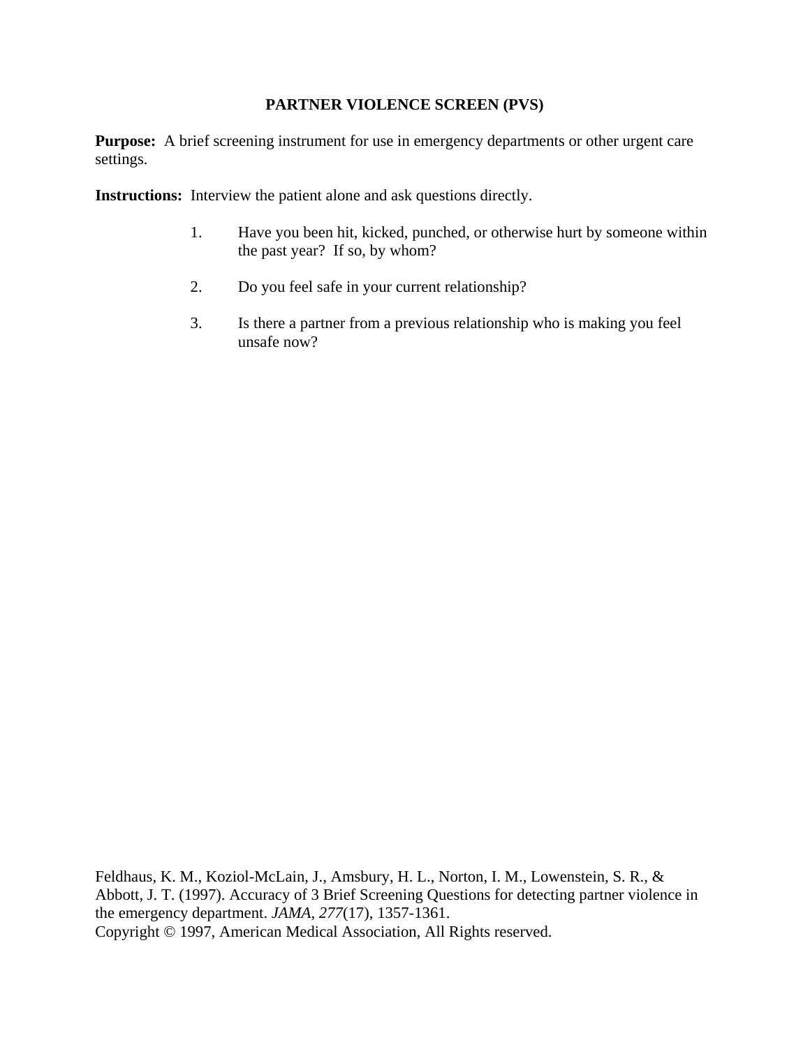# PARTNER VIOLENCE SCREEN (PVS)

**Purpose:** A brief screening instrument for use in emergency departments or other urgent care settings.

**Instructions:** Interview the patient alone and ask questions directly.

1. Have you been hit, kicked, punched, or otherwise hurt by someone within the past year? If so, by whom?

2. Do you feel safe in your current relationship?

3. Is there a partner from a previous relationship who is making you feel unsafe now?

Feldhaus, K. M., Koziol-McLain, J., Amsbury, H. L., Norton, I. M., Lowenstein, S. R., & Abbott, J. T. (1997). Accuracy of 3 Brief Screening Questions for detecting partner violence in the emergency department. *JAMA*, *277*(17), 1357-1361.
Copyright © 1997, American Medical Association, All Rights reserved.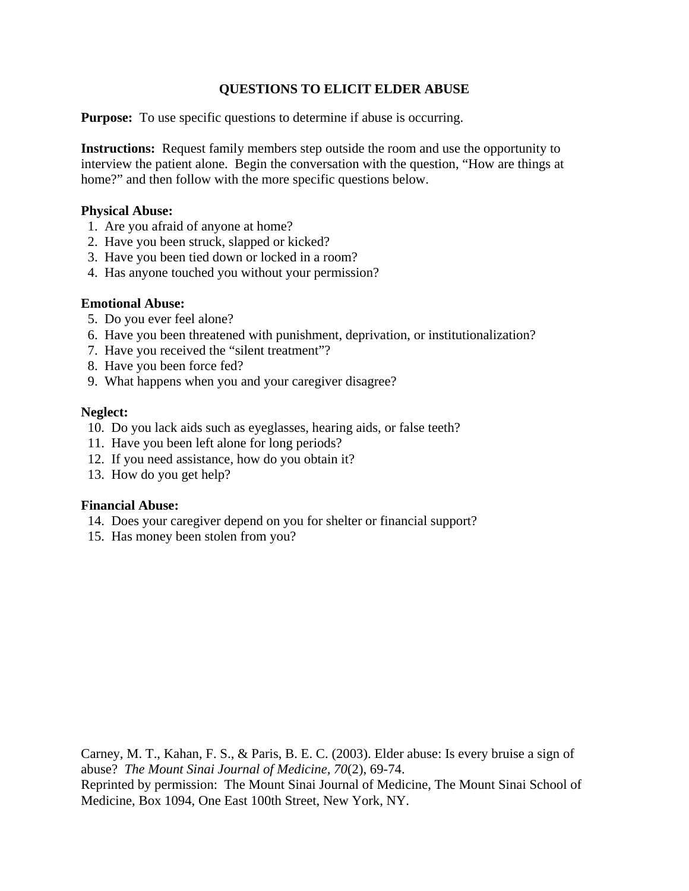# QUESTIONS TO ELICIT ELDER ABUSE

**Purpose:** To use specific questions to determine if abuse is occurring.

**Instructions:** Request family members step outside the room and use the opportunity to interview the patient alone. Begin the conversation with the question, "How are things at home?" and then follow with the more specific questions below.

**Physical Abuse:**

1. Are you afraid of anyone at home?
2. Have you been struck, slapped or kicked?
3. Have you been tied down or locked in a room?
4. Has anyone touched you without your permission?

**Emotional Abuse:**

5. Do you ever feel alone?
6. Have you been threatened with punishment, deprivation, or institutionalization?
7. Have you received the "silent treatment"?
8. Have you been force fed?
9. What happens when you and your caregiver disagree?

**Neglect:**

10. Do you lack aids such as eyeglasses, hearing aids, or false teeth?
11. Have you been left alone for long periods?
12. If you need assistance, how do you obtain it?
13. How do you get help?

**Financial Abuse:**

14. Does your caregiver depend on you for shelter or financial support?
15. Has money been stolen from you?

Carney, M. T., Kahan, F. S., & Paris, B. E. C. (2003). Elder abuse: Is every bruise a sign of abuse? *The Mount Sinai Journal of Medicine, 70*(2), 69-74.
Reprinted by permission: The Mount Sinai Journal of Medicine, The Mount Sinai School of Medicine, Box 1094, One East 100th Street, New York, NY.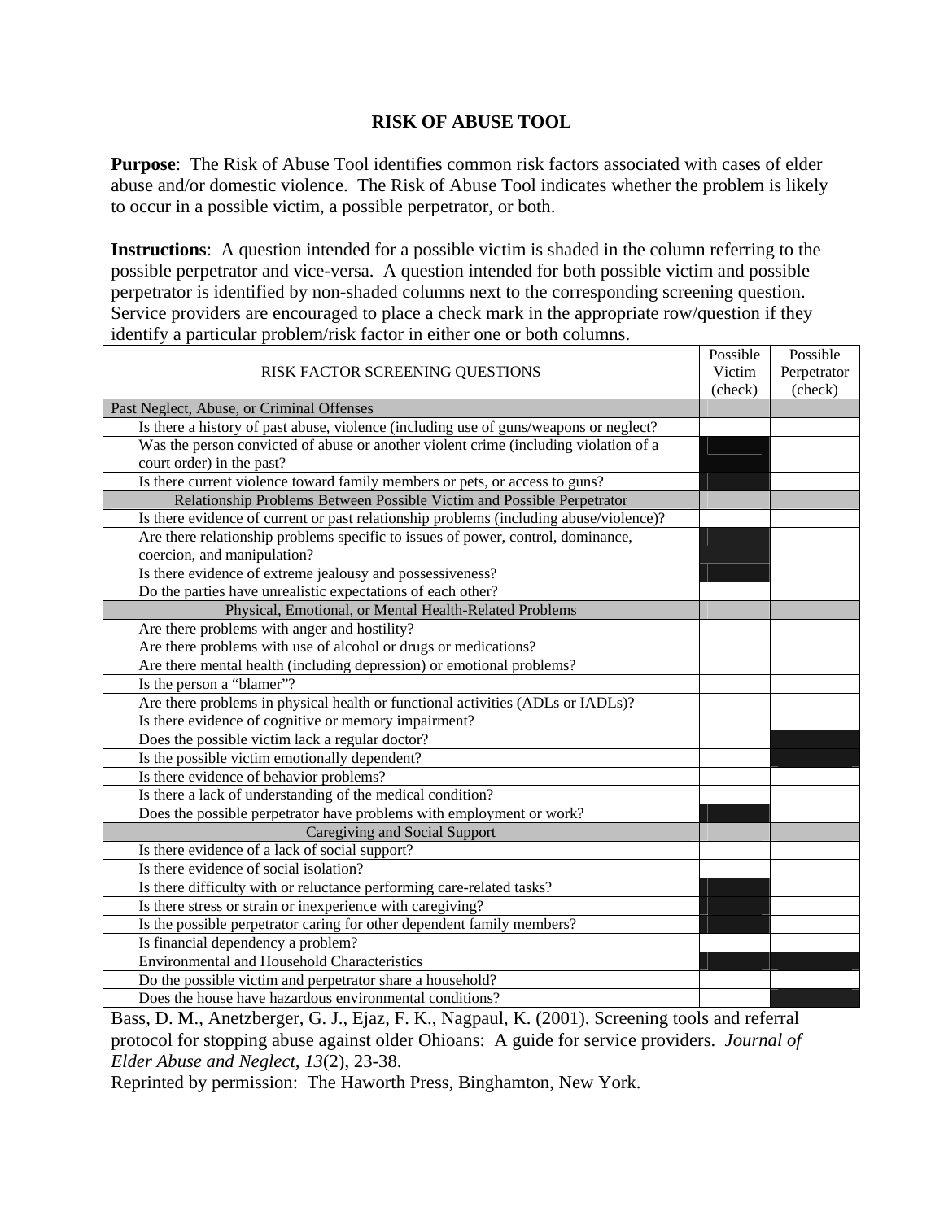# RISK OF ABUSE TOOL

**Purpose**: The Risk of Abuse Tool identifies common risk factors associated with cases of elder abuse and/or domestic violence. The Risk of Abuse Tool indicates whether the problem is likely to occur in a possible victim, a possible perpetrator, or both.

**Instructions**: A question intended for a possible victim is shaded in the column referring to the possible perpetrator and vice-versa. A question intended for both possible victim and possible perpetrator is identified by non-shaded columns next to the corresponding screening question. Service providers are encouraged to place a check mark in the appropriate row/question if they identify a particular problem/risk factor in either one or both columns.

| RISK FACTOR SCREENING QUESTIONS | Possible Victim (check) | Possible Perpetrator (check) |
|---|---|---|
| **Past Neglect, Abuse, or Criminal Offenses** | | |
| Is there a history of past abuse, violence (including use of guns/weapons or neglect? | | |
| Was the person convicted of abuse or another violent crime (including violation of a court order) in the past? | (shaded) | |
| Is there current violence toward family members or pets, or access to guns? | (shaded) | |
| **Relationship Problems Between Possible Victim and Possible Perpetrator** | | |
| Is there evidence of current or past relationship problems (including abuse/violence)? | | |
| Are there relationship problems specific to issues of power, control, dominance, coercion, and manipulation? | (shaded) | |
| Is there evidence of extreme jealousy and possessiveness? | (shaded) | |
| Do the parties have unrealistic expectations of each other? | | |
| **Physical, Emotional, or Mental Health-Related Problems** | | |
| Are there problems with anger and hostility? | | |
| Are there problems with use of alcohol or drugs or medications? | | |
| Are there mental health (including depression) or emotional problems? | | |
| Is the person a "blamer"? | | |
| Are there problems in physical health or functional activities (ADLs or IADLs)? | | |
| Is there evidence of cognitive or memory impairment? | | |
| Does the possible victim lack a regular doctor? | | (shaded) |
| Is the possible victim emotionally dependent? | | (shaded) |
| Is there evidence of behavior problems? | | |
| Is there a lack of understanding of the medical condition? | | |
| Does the possible perpetrator have problems with employment or work? | (shaded) | |
| **Caregiving and Social Support** | | |
| Is there evidence of a lack of social support? | | |
| Is there evidence of social isolation? | | |
| Is there difficulty with or reluctance performing care-related tasks? | (shaded) | |
| Is there stress or strain or inexperience with caregiving? | (shaded) | |
| Is the possible perpetrator caring for other dependent family members? | (shaded) | |
| Is financial dependency a problem? | | |
| **Environmental and Household Characteristics** | (shaded) | (shaded) |
| Do the possible victim and perpetrator share a household? | | |
| Does the house have hazardous environmental conditions? | | (shaded) |

Bass, D. M., Anetzberger, G. J., Ejaz, F. K., Nagpaul, K. (2001). Screening tools and referral protocol for stopping abuse against older Ohioans: A guide for service providers. *Journal of Elder Abuse and Neglect, 13*(2), 23-38.

Reprinted by permission: The Haworth Press, Binghamton, New York.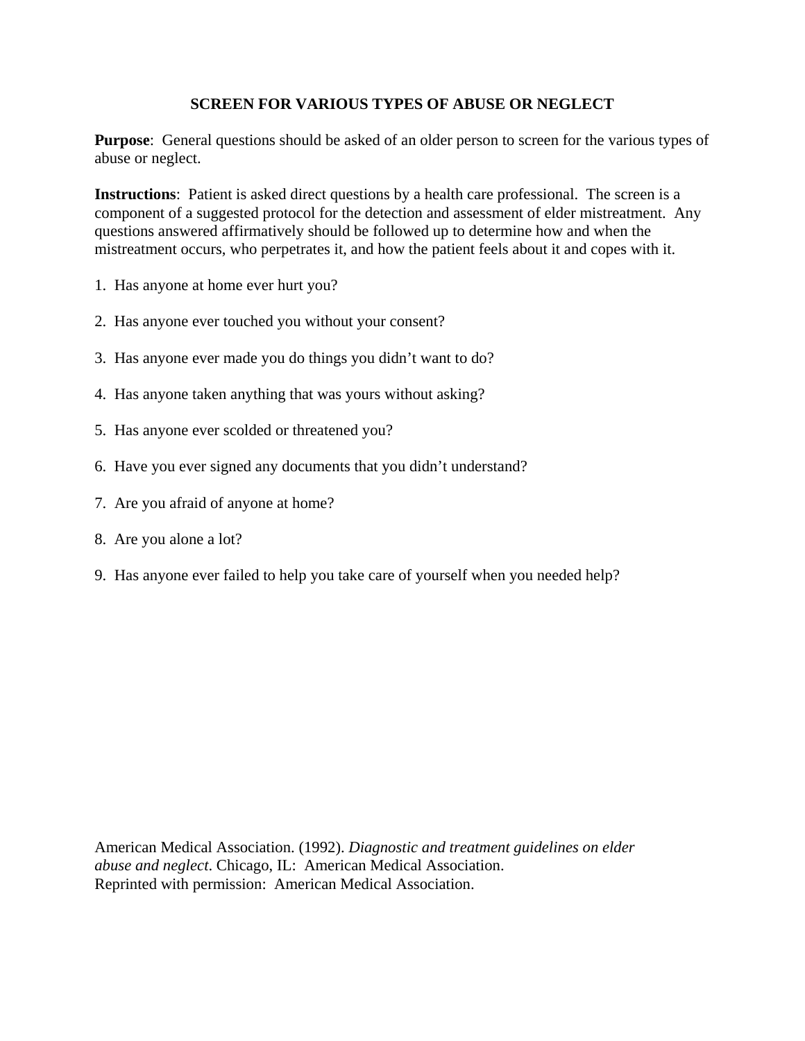# SCREEN FOR VARIOUS TYPES OF ABUSE OR NEGLECT

**Purpose**: General questions should be asked of an older person to screen for the various types of abuse or neglect.

**Instructions**: Patient is asked direct questions by a health care professional. The screen is a component of a suggested protocol for the detection and assessment of elder mistreatment. Any questions answered affirmatively should be followed up to determine how and when the mistreatment occurs, who perpetrates it, and how the patient feels about it and copes with it.

1. Has anyone at home ever hurt you?

2. Has anyone ever touched you without your consent?

3. Has anyone ever made you do things you didn't want to do?

4. Has anyone taken anything that was yours without asking?

5. Has anyone ever scolded or threatened you?

6. Have you ever signed any documents that you didn't understand?

7. Are you afraid of anyone at home?

8. Are you alone a lot?

9. Has anyone ever failed to help you take care of yourself when you needed help?

American Medical Association. (1992). *Diagnostic and treatment guidelines on elder abuse and neglect*. Chicago, IL: American Medical Association.
Reprinted with permission: American Medical Association.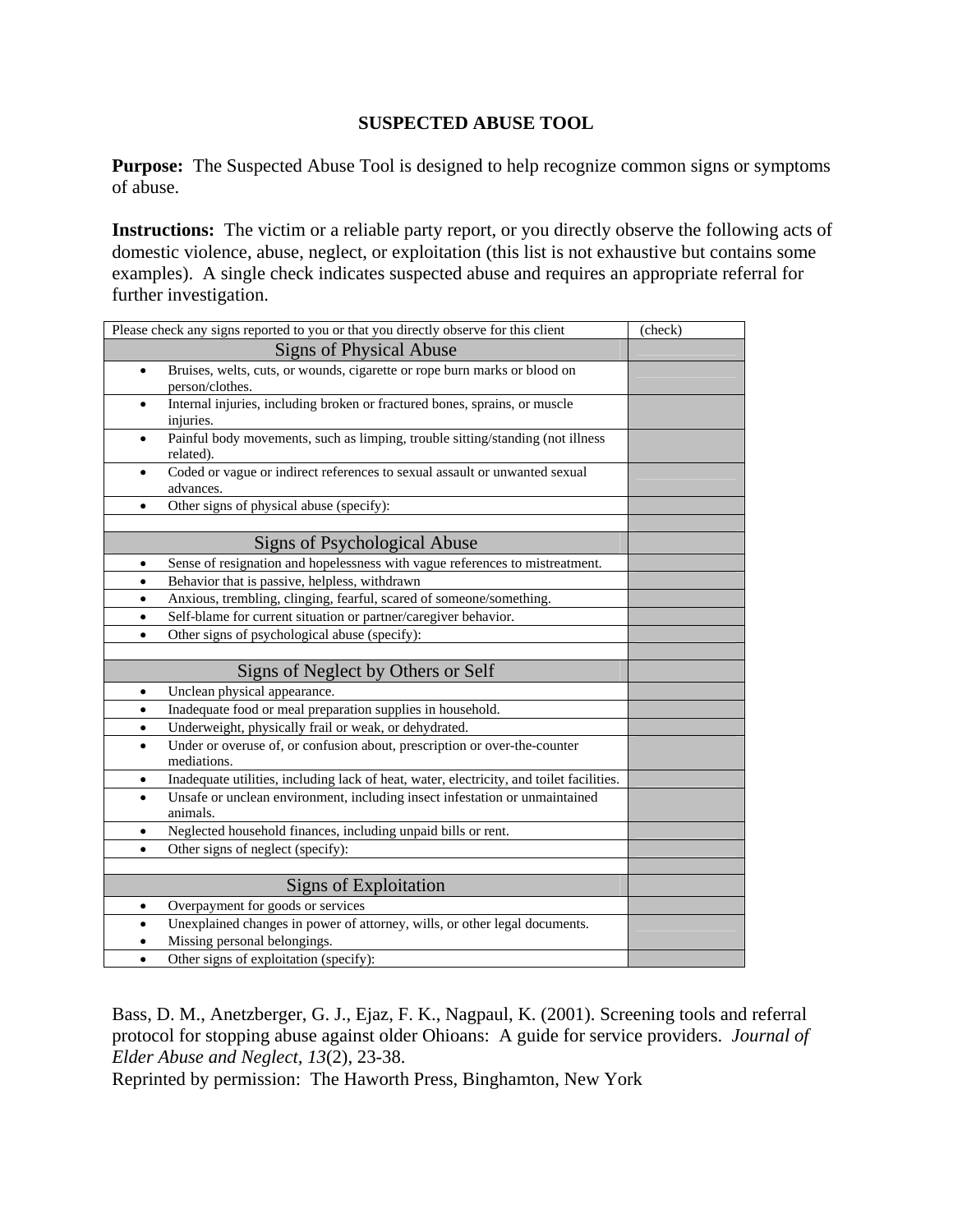**SUSPECTED ABUSE TOOL**

**Purpose:** The Suspected Abuse Tool is designed to help recognize common signs or symptoms of abuse.

**Instructions:** The victim or a reliable party report, or you directly observe the following acts of domestic violence, abuse, neglect, or exploitation (this list is not exhaustive but contains some examples). A single check indicates suspected abuse and requires an appropriate referral for further investigation.

| Please check any signs reported to you or that you directly observe for this client | (check) |
|---|---|
| **Signs of Physical Abuse** | |
| • Bruises, welts, cuts, or wounds, cigarette or rope burn marks or blood on person/clothes. | |
| • Internal injuries, including broken or fractured bones, sprains, or muscle injuries. | |
| • Painful body movements, such as limping, trouble sitting/standing (not illness related). | |
| • Coded or vague or indirect references to sexual assault or unwanted sexual advances. | |
| • Other signs of physical abuse (specify): | |
| | |
| **Signs of Psychological Abuse** | |
| • Sense of resignation and hopelessness with vague references to mistreatment. | |
| • Behavior that is passive, helpless, withdrawn | |
| • Anxious, trembling, clinging, fearful, scared of someone/something. | |
| • Self-blame for current situation or partner/caregiver behavior. | |
| • Other signs of psychological abuse (specify): | |
| | |
| **Signs of Neglect by Others or Self** | |
| • Unclean physical appearance. | |
| • Inadequate food or meal preparation supplies in household. | |
| • Underweight, physically frail or weak, or dehydrated. | |
| • Under or overuse of, or confusion about, prescription or over-the-counter mediations. | |
| • Inadequate utilities, including lack of heat, water, electricity, and toilet facilities. | |
| • Unsafe or unclean environment, including insect infestation or unmaintained animals. | |
| • Neglected household finances, including unpaid bills or rent. | |
| • Other signs of neglect (specify): | |
| | |
| **Signs of Exploitation** | |
| • Overpayment for goods or services | |
| • Unexplained changes in power of attorney, wills, or other legal documents.<br>• Missing personal belongings. | |
| • Other signs of exploitation (specify): | |

Bass, D. M., Anetzberger, G. J., Ejaz, F. K., Nagpaul, K. (2001). Screening tools and referral protocol for stopping abuse against older Ohioans: A guide for service providers. *Journal of Elder Abuse and Neglect, 13*(2), 23-38.
Reprinted by permission: The Haworth Press, Binghamton, New York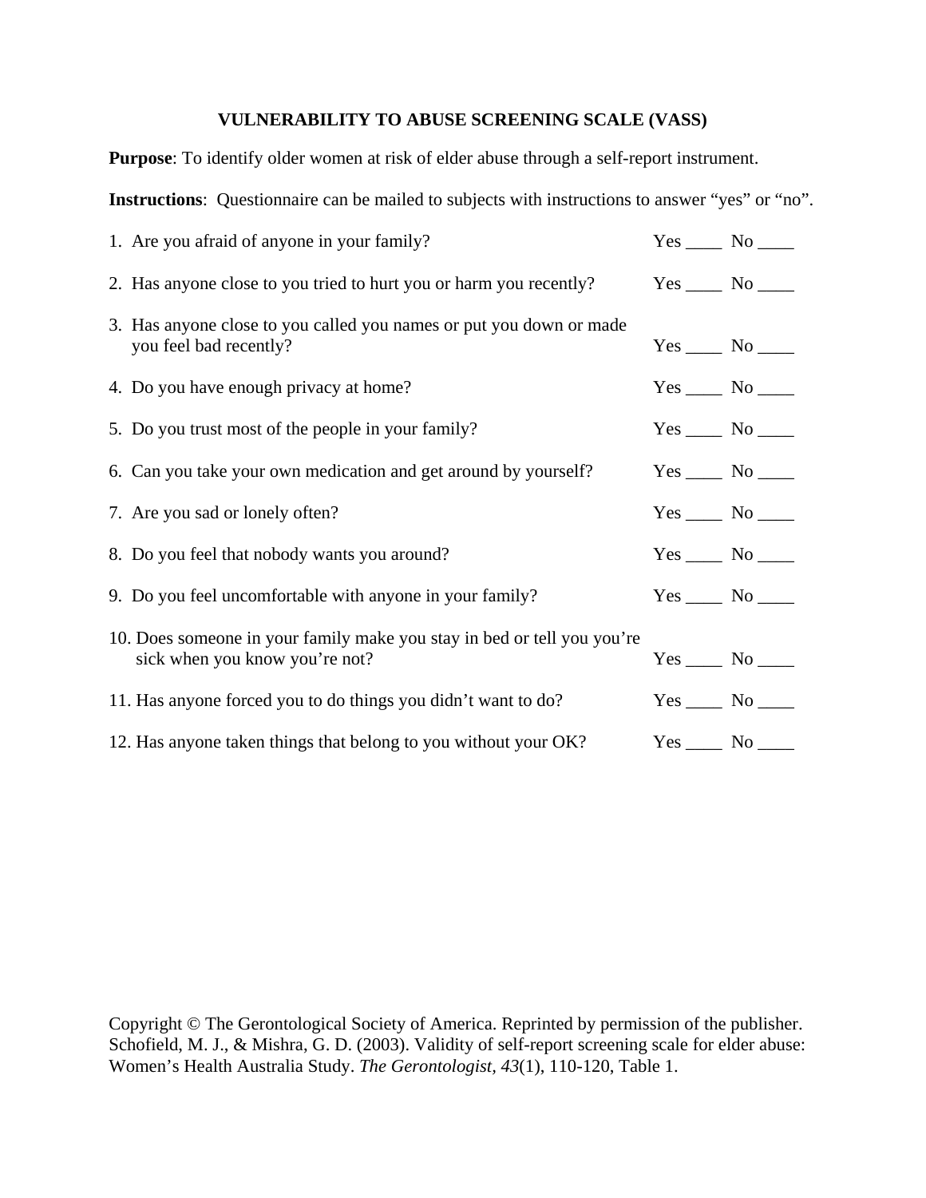# VULNERABILITY TO ABUSE SCREENING SCALE (VASS)

**Purpose**: To identify older women at risk of elder abuse through a self-report instrument.

**Instructions**: Questionnaire can be mailed to subjects with instructions to answer "yes" or "no".

1. Are you afraid of anyone in your family? Yes ____ No ____
2. Has anyone close to you tried to hurt you or harm you recently? Yes ____ No ____
3. Has anyone close to you called you names or put you down or made you feel bad recently? Yes ____ No ____
4. Do you have enough privacy at home? Yes ____ No ____
5. Do you trust most of the people in your family? Yes ____ No ____
6. Can you take your own medication and get around by yourself? Yes ____ No ____
7. Are you sad or lonely often? Yes ____ No ____
8. Do you feel that nobody wants you around? Yes ____ No ____
9. Do you feel uncomfortable with anyone in your family? Yes ____ No ____
10. Does someone in your family make you stay in bed or tell you you're sick when you know you're not? Yes ____ No ____
11. Has anyone forced you to do things you didn't want to do? Yes ____ No ____
12. Has anyone taken things that belong to you without your OK? Yes ____ No ____

Copyright © The Gerontological Society of America. Reprinted by permission of the publisher. Schofield, M. J., & Mishra, G. D. (2003). Validity of self-report screening scale for elder abuse: Women's Health Australia Study. *The Gerontologist*, *43*(1), 110-120, Table 1.